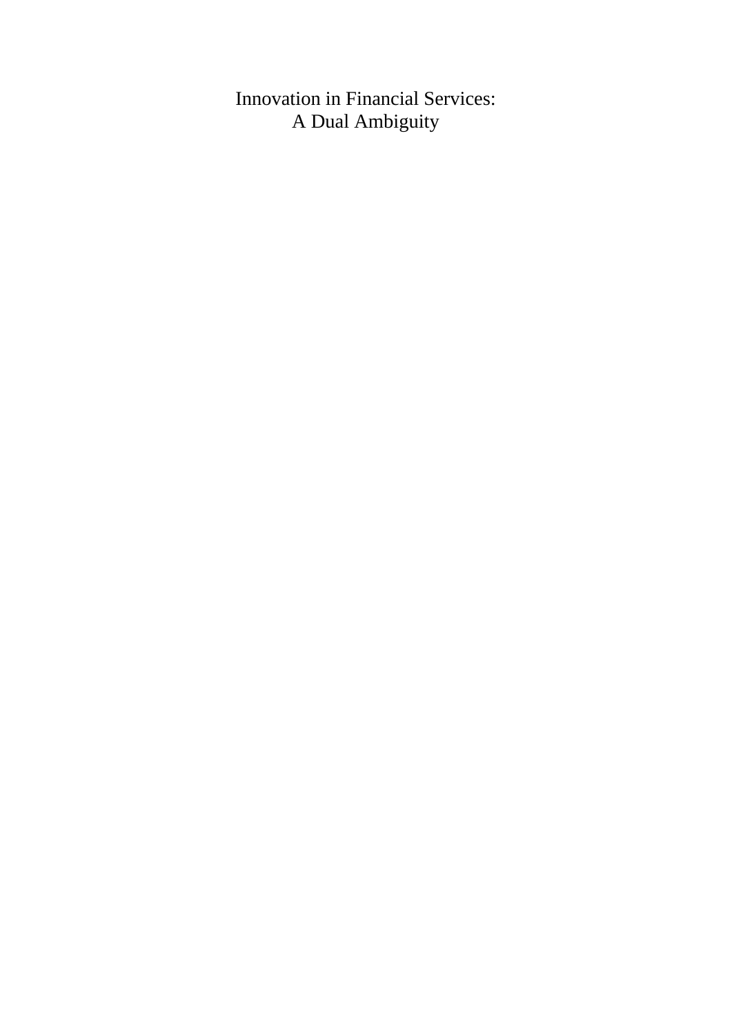# Innovation in Financial Services: A Dual Ambiguity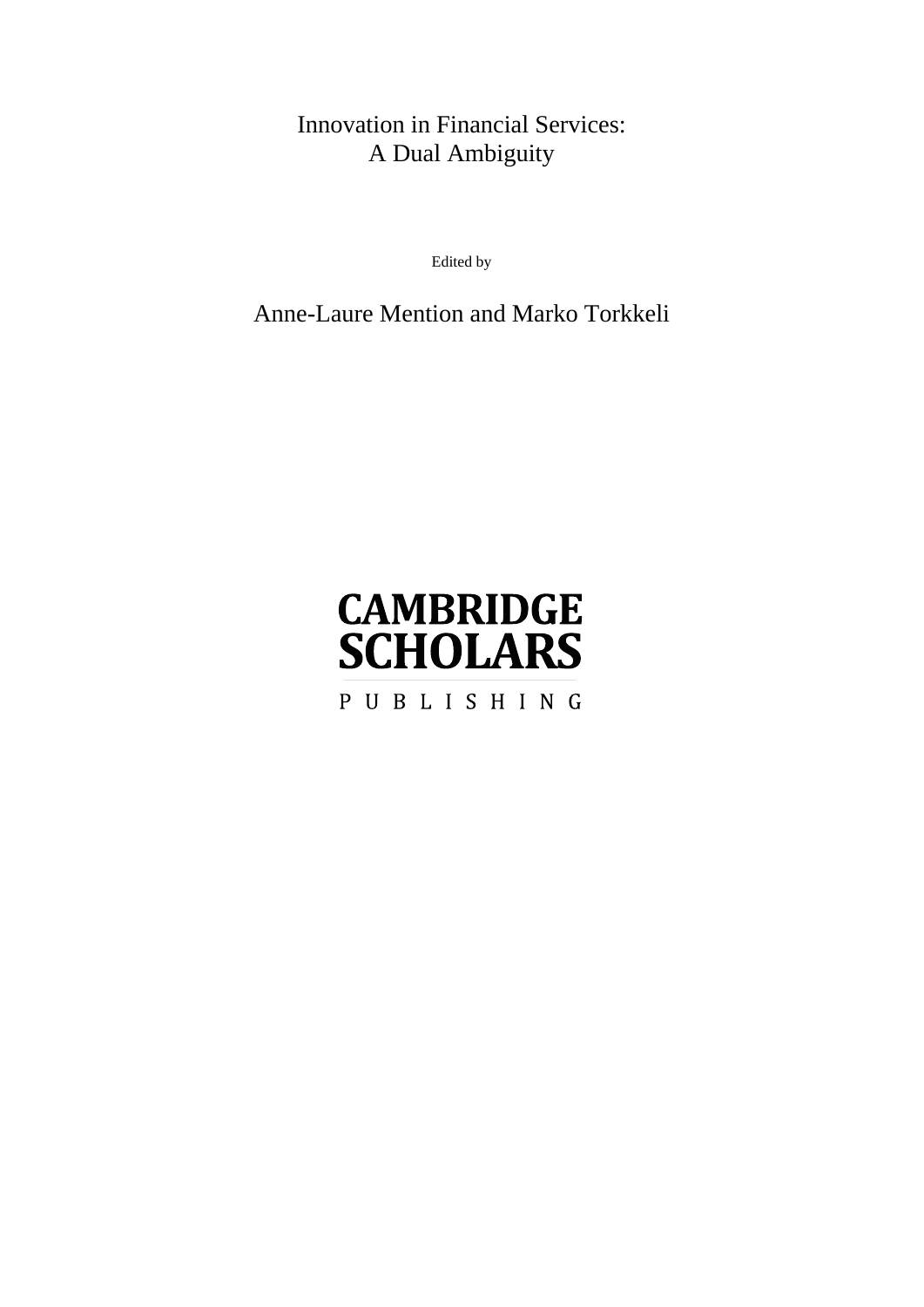# Innovation in Financial Services: A Dual Ambiguity

Edited by

Anne-Laure Mention and Marko Torkkeli

CAMBRIDGE SCHOLARS

PUBLISHING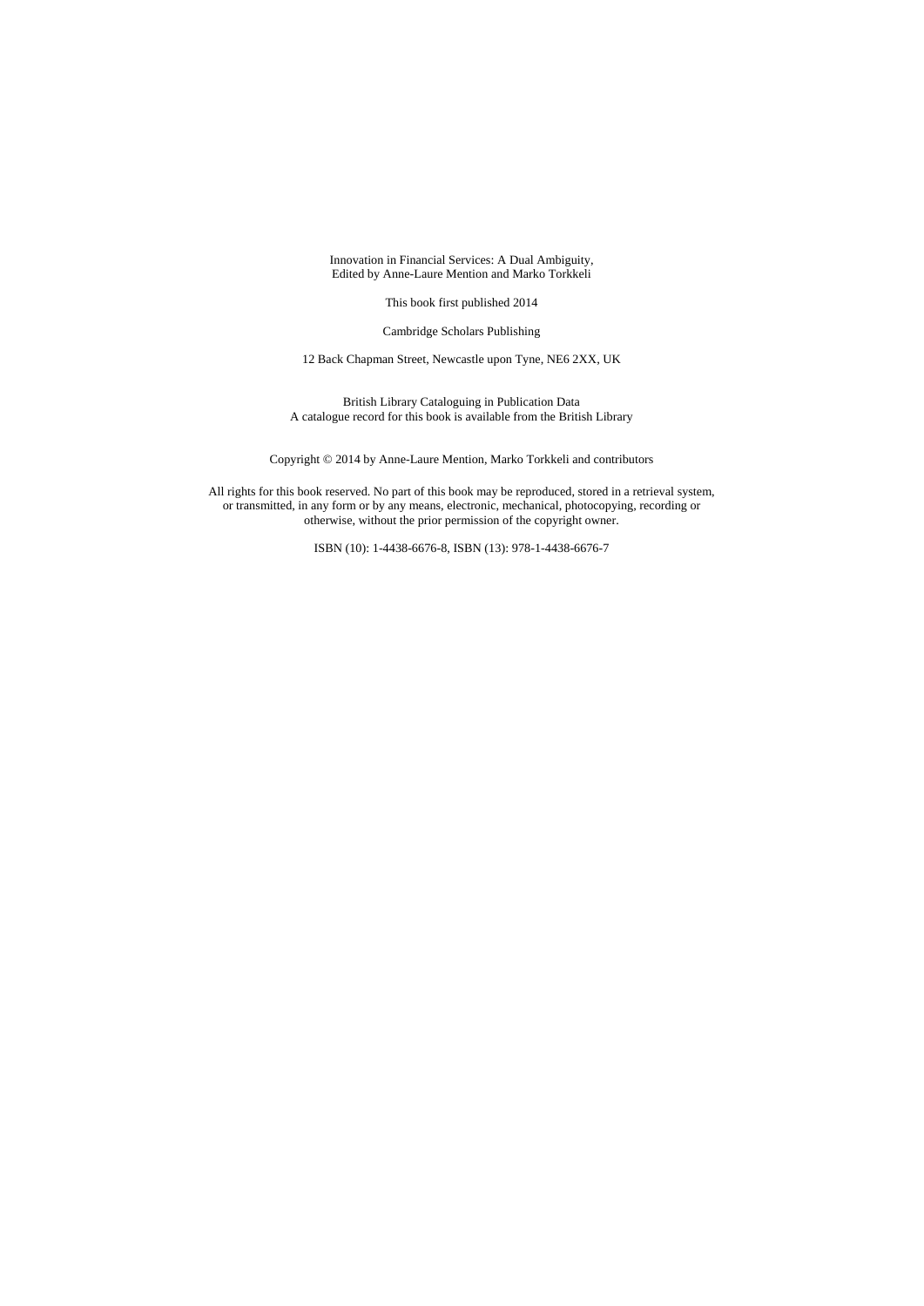Innovation in Financial Services: A Dual Ambiguity,
Edited by Anne-Laure Mention and Marko Torkkeli

This book first published 2014

Cambridge Scholars Publishing

12 Back Chapman Street, Newcastle upon Tyne, NE6 2XX, UK

British Library Cataloguing in Publication Data
A catalogue record for this book is available from the British Library

Copyright © 2014 by Anne-Laure Mention, Marko Torkkeli and contributors

All rights for this book reserved. No part of this book may be reproduced, stored in a retrieval system, or transmitted, in any form or by any means, electronic, mechanical, photocopying, recording or otherwise, without the prior permission of the copyright owner.

ISBN (10): 1-4438-6676-8, ISBN (13): 978-1-4438-6676-7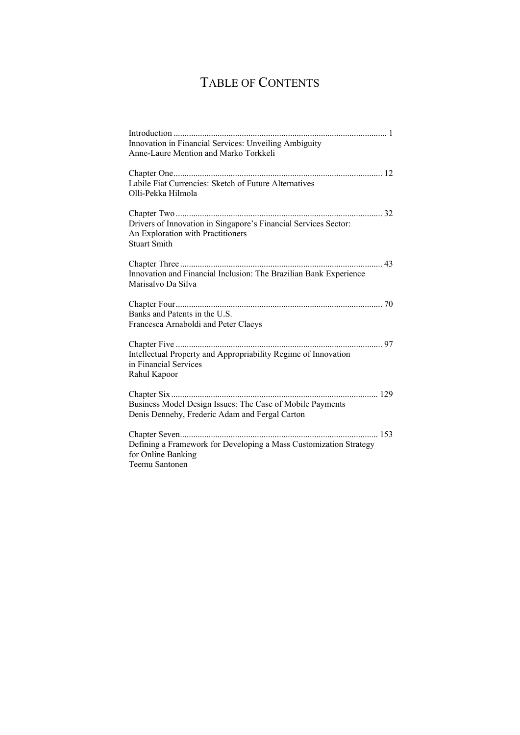# Table of Contents

Introduction ................................................................................................ 1
Innovation in Financial Services: Unveiling Ambiguity
Anne-Laure Mention and Marko Torkkeli

Chapter One ............................................................................................... 12
Labile Fiat Currencies: Sketch of Future Alternatives
Olli-Pekka Hilmola

Chapter Two .............................................................................................. 32
Drivers of Innovation in Singapore's Financial Services Sector:
An Exploration with Practitioners
Stuart Smith

Chapter Three ............................................................................................ 43
Innovation and Financial Inclusion: The Brazilian Bank Experience
Marisalvo Da Silva

Chapter Four .............................................................................................. 70
Banks and Patents in the U.S.
Francesca Arnaboldi and Peter Claeys

Chapter Five .............................................................................................. 97
Intellectual Property and Appropriability Regime of Innovation
in Financial Services
Rahul Kapoor

Chapter Six .............................................................................................. 129
Business Model Design Issues: The Case of Mobile Payments
Denis Dennehy, Frederic Adam and Fergal Carton

Chapter Seven .......................................................................................... 153
Defining a Framework for Developing a Mass Customization Strategy
for Online Banking
Teemu Santonen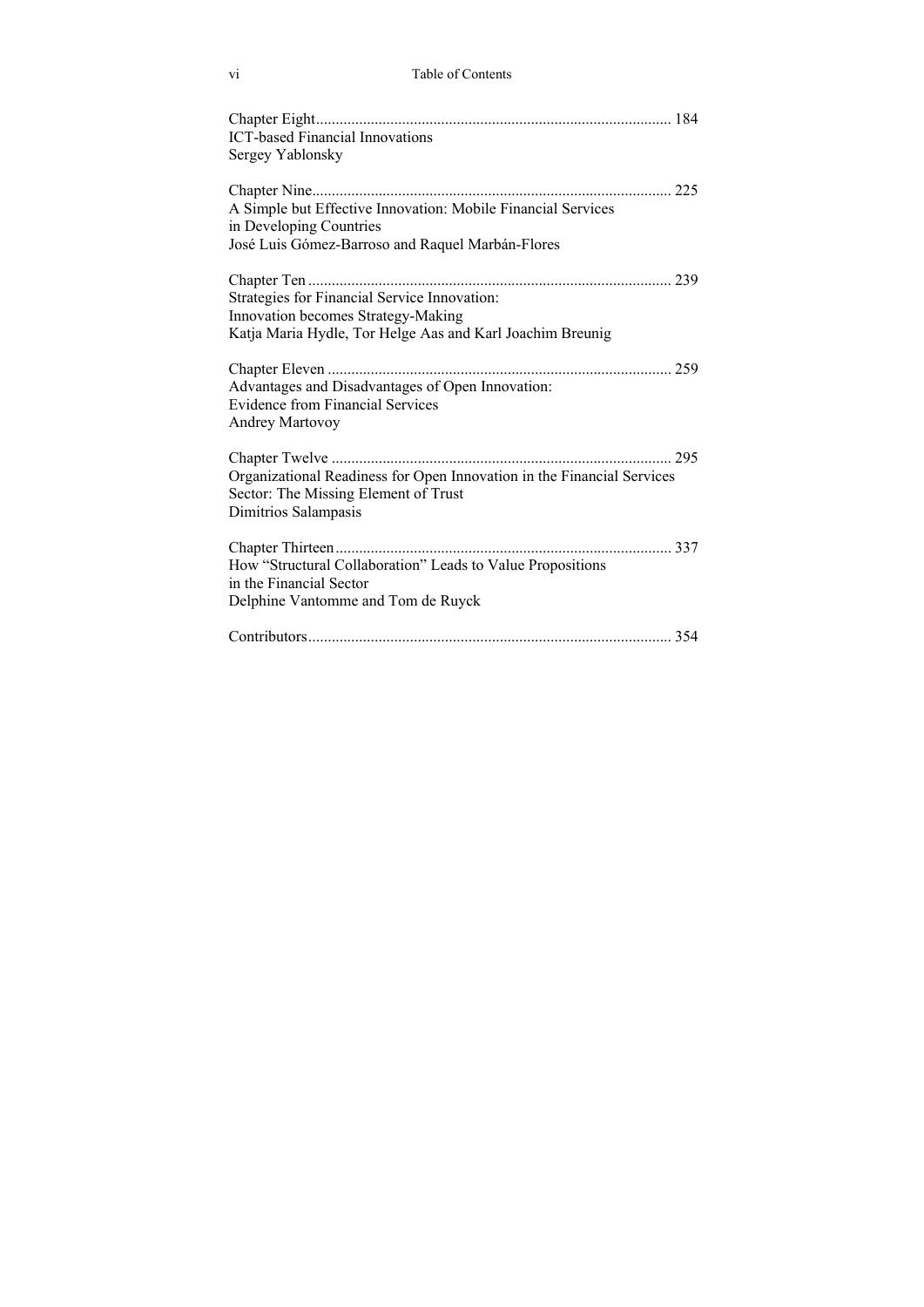Chapter Eight ........................................................................................ 184
ICT-based Financial Innovations
Sergey Yablonsky

Chapter Nine ........................................................................................ 225
A Simple but Effective Innovation: Mobile Financial Services
in Developing Countries
José Luis Gómez-Barroso and Raquel Marbán-Flores

Chapter Ten ........................................................................................ 239
Strategies for Financial Service Innovation:
Innovation becomes Strategy-Making
Katja Maria Hydle, Tor Helge Aas and Karl Joachim Breunig

Chapter Eleven ........................................................................................ 259
Advantages and Disadvantages of Open Innovation:
Evidence from Financial Services
Andrey Martovoy

Chapter Twelve ........................................................................................ 295
Organizational Readiness for Open Innovation in the Financial Services
Sector: The Missing Element of Trust
Dimitrios Salampasis

Chapter Thirteen ........................................................................................ 337
How "Structural Collaboration" Leads to Value Propositions
in the Financial Sector
Delphine Vantomme and Tom de Ruyck

Contributors ........................................................................................ 354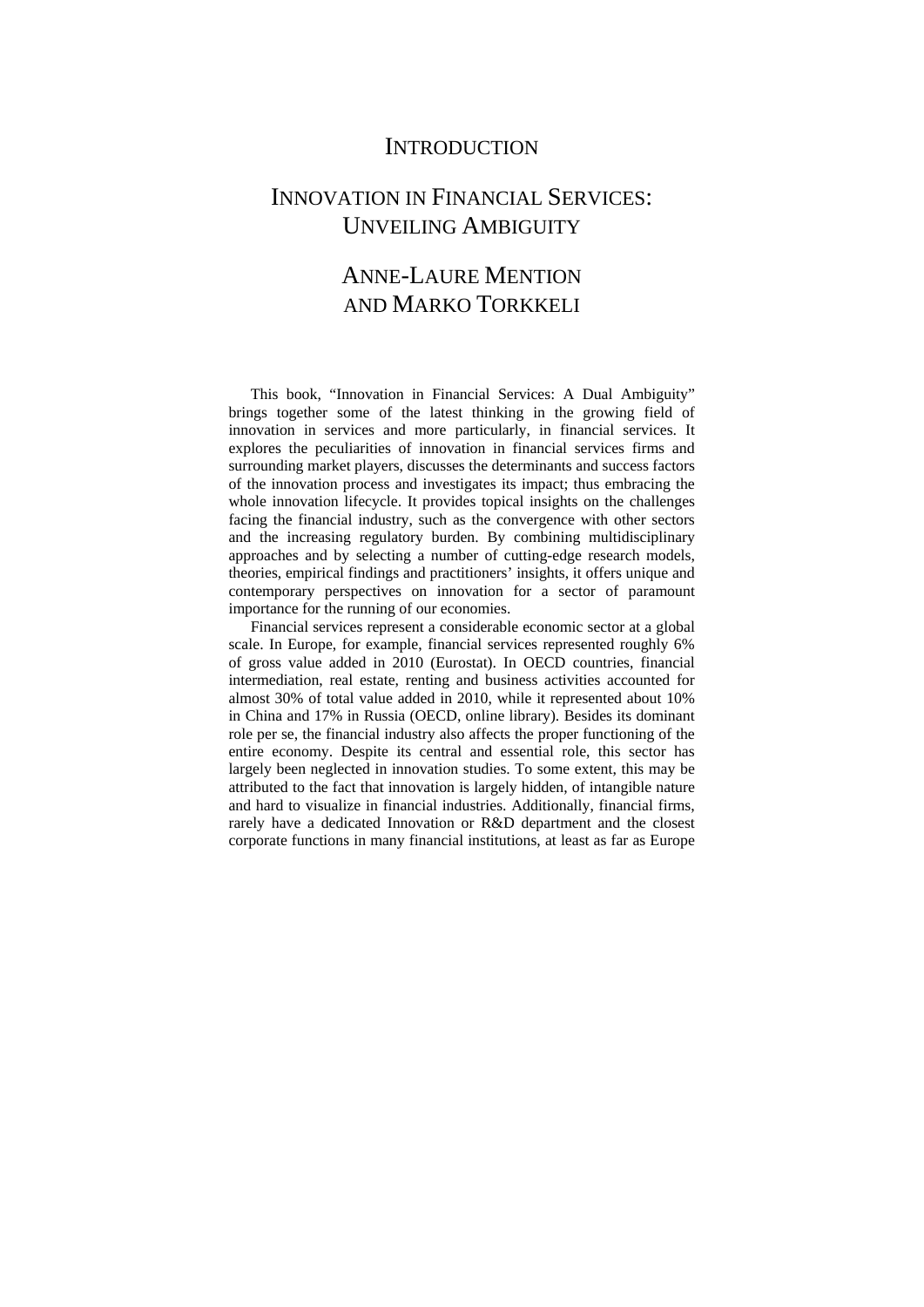# INTRODUCTION

## INNOVATION IN FINANCIAL SERVICES: UNVEILING AMBIGUITY

### ANNE-LAURE MENTION AND MARKO TORKKELI

This book, "Innovation in Financial Services: A Dual Ambiguity" brings together some of the latest thinking in the growing field of innovation in services and more particularly, in financial services. It explores the peculiarities of innovation in financial services firms and surrounding market players, discusses the determinants and success factors of the innovation process and investigates its impact; thus embracing the whole innovation lifecycle. It provides topical insights on the challenges facing the financial industry, such as the convergence with other sectors and the increasing regulatory burden. By combining multidisciplinary approaches and by selecting a number of cutting-edge research models, theories, empirical findings and practitioners' insights, it offers unique and contemporary perspectives on innovation for a sector of paramount importance for the running of our economies.

Financial services represent a considerable economic sector at a global scale. In Europe, for example, financial services represented roughly 6% of gross value added in 2010 (Eurostat). In OECD countries, financial intermediation, real estate, renting and business activities accounted for almost 30% of total value added in 2010, while it represented about 10% in China and 17% in Russia (OECD, online library). Besides its dominant role per se, the financial industry also affects the proper functioning of the entire economy. Despite its central and essential role, this sector has largely been neglected in innovation studies. To some extent, this may be attributed to the fact that innovation is largely hidden, of intangible nature and hard to visualize in financial industries. Additionally, financial firms, rarely have a dedicated Innovation or R&D department and the closest corporate functions in many financial institutions, at least as far as Europe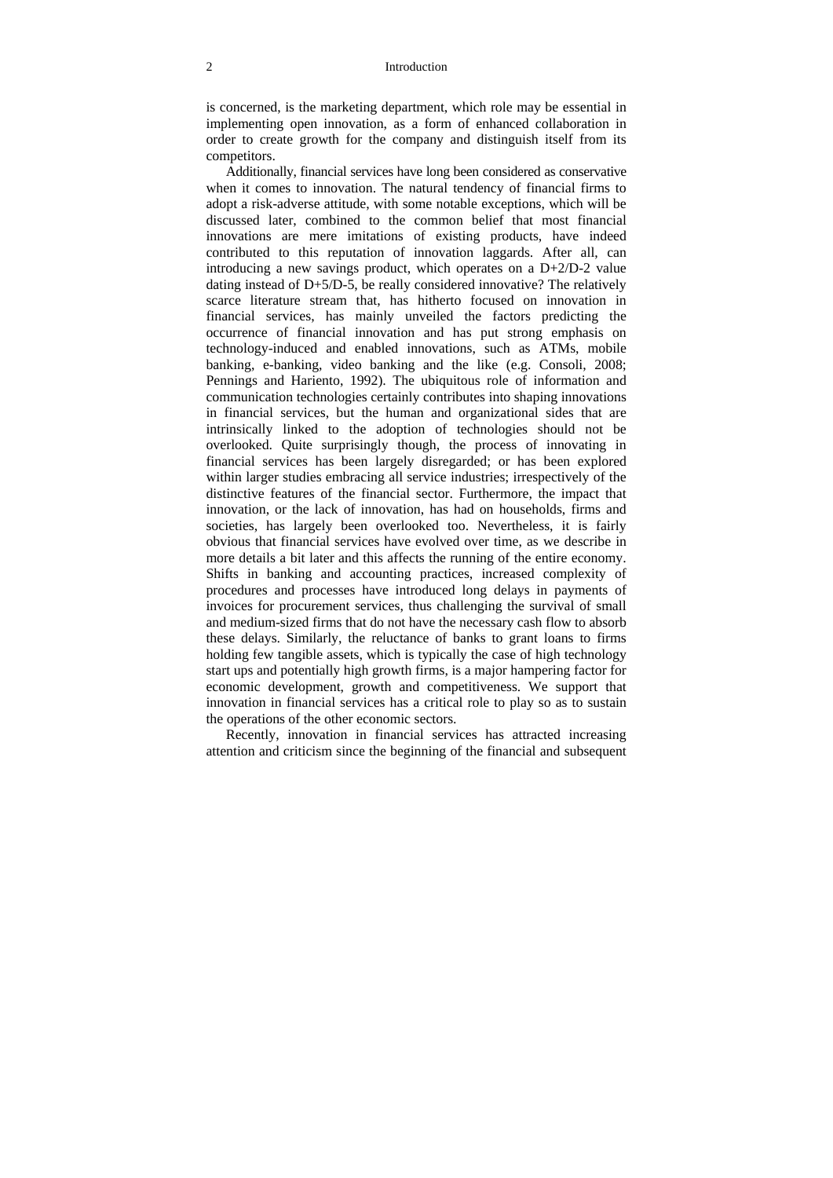is concerned, is the marketing department, which role may be essential in implementing open innovation, as a form of enhanced collaboration in order to create growth for the company and distinguish itself from its competitors.

Additionally, financial services have long been considered as conservative when it comes to innovation. The natural tendency of financial firms to adopt a risk-adverse attitude, with some notable exceptions, which will be discussed later, combined to the common belief that most financial innovations are mere imitations of existing products, have indeed contributed to this reputation of innovation laggards. After all, can introducing a new savings product, which operates on a D+2/D-2 value dating instead of D+5/D-5, be really considered innovative? The relatively scarce literature stream that, has hitherto focused on innovation in financial services, has mainly unveiled the factors predicting the occurrence of financial innovation and has put strong emphasis on technology-induced and enabled innovations, such as ATMs, mobile banking, e-banking, video banking and the like (e.g. Consoli, 2008; Pennings and Hariento, 1992). The ubiquitous role of information and communication technologies certainly contributes into shaping innovations in financial services, but the human and organizational sides that are intrinsically linked to the adoption of technologies should not be overlooked. Quite surprisingly though, the process of innovating in financial services has been largely disregarded; or has been explored within larger studies embracing all service industries; irrespectively of the distinctive features of the financial sector. Furthermore, the impact that innovation, or the lack of innovation, has had on households, firms and societies, has largely been overlooked too. Nevertheless, it is fairly obvious that financial services have evolved over time, as we describe in more details a bit later and this affects the running of the entire economy. Shifts in banking and accounting practices, increased complexity of procedures and processes have introduced long delays in payments of invoices for procurement services, thus challenging the survival of small and medium-sized firms that do not have the necessary cash flow to absorb these delays. Similarly, the reluctance of banks to grant loans to firms holding few tangible assets, which is typically the case of high technology start ups and potentially high growth firms, is a major hampering factor for economic development, growth and competitiveness. We support that innovation in financial services has a critical role to play so as to sustain the operations of the other economic sectors.

Recently, innovation in financial services has attracted increasing attention and criticism since the beginning of the financial and subsequent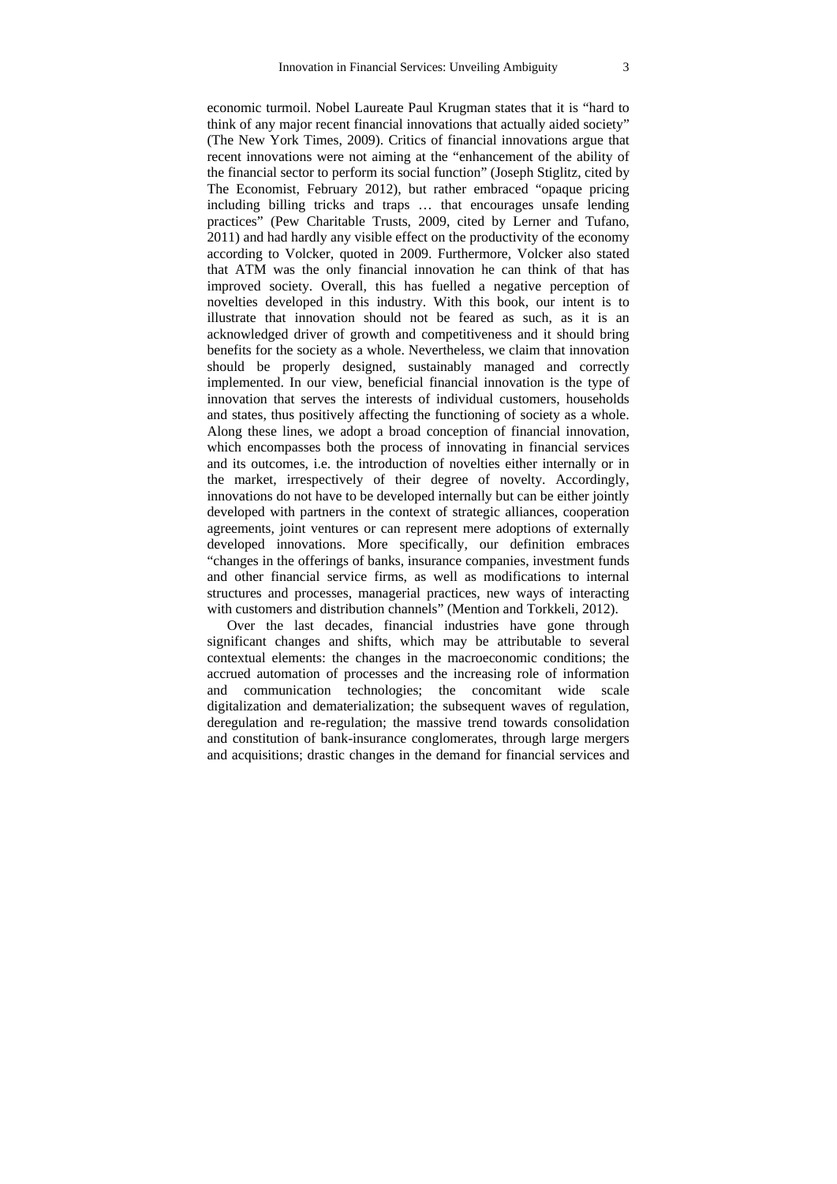economic turmoil. Nobel Laureate Paul Krugman states that it is "hard to think of any major recent financial innovations that actually aided society" (The New York Times, 2009). Critics of financial innovations argue that recent innovations were not aiming at the "enhancement of the ability of the financial sector to perform its social function" (Joseph Stiglitz, cited by The Economist, February 2012), but rather embraced "opaque pricing including billing tricks and traps … that encourages unsafe lending practices" (Pew Charitable Trusts, 2009, cited by Lerner and Tufano, 2011) and had hardly any visible effect on the productivity of the economy according to Volcker, quoted in 2009. Furthermore, Volcker also stated that ATM was the only financial innovation he can think of that has improved society. Overall, this has fuelled a negative perception of novelties developed in this industry. With this book, our intent is to illustrate that innovation should not be feared as such, as it is an acknowledged driver of growth and competitiveness and it should bring benefits for the society as a whole. Nevertheless, we claim that innovation should be properly designed, sustainably managed and correctly implemented. In our view, beneficial financial innovation is the type of innovation that serves the interests of individual customers, households and states, thus positively affecting the functioning of society as a whole. Along these lines, we adopt a broad conception of financial innovation, which encompasses both the process of innovating in financial services and its outcomes, i.e. the introduction of novelties either internally or in the market, irrespectively of their degree of novelty. Accordingly, innovations do not have to be developed internally but can be either jointly developed with partners in the context of strategic alliances, cooperation agreements, joint ventures or can represent mere adoptions of externally developed innovations. More specifically, our definition embraces "changes in the offerings of banks, insurance companies, investment funds and other financial service firms, as well as modifications to internal structures and processes, managerial practices, new ways of interacting with customers and distribution channels" (Mention and Torkkeli, 2012).

Over the last decades, financial industries have gone through significant changes and shifts, which may be attributable to several contextual elements: the changes in the macroeconomic conditions; the accrued automation of processes and the increasing role of information and communication technologies; the concomitant wide scale digitalization and dematerialization; the subsequent waves of regulation, deregulation and re-regulation; the massive trend towards consolidation and constitution of bank-insurance conglomerates, through large mergers and acquisitions; drastic changes in the demand for financial services and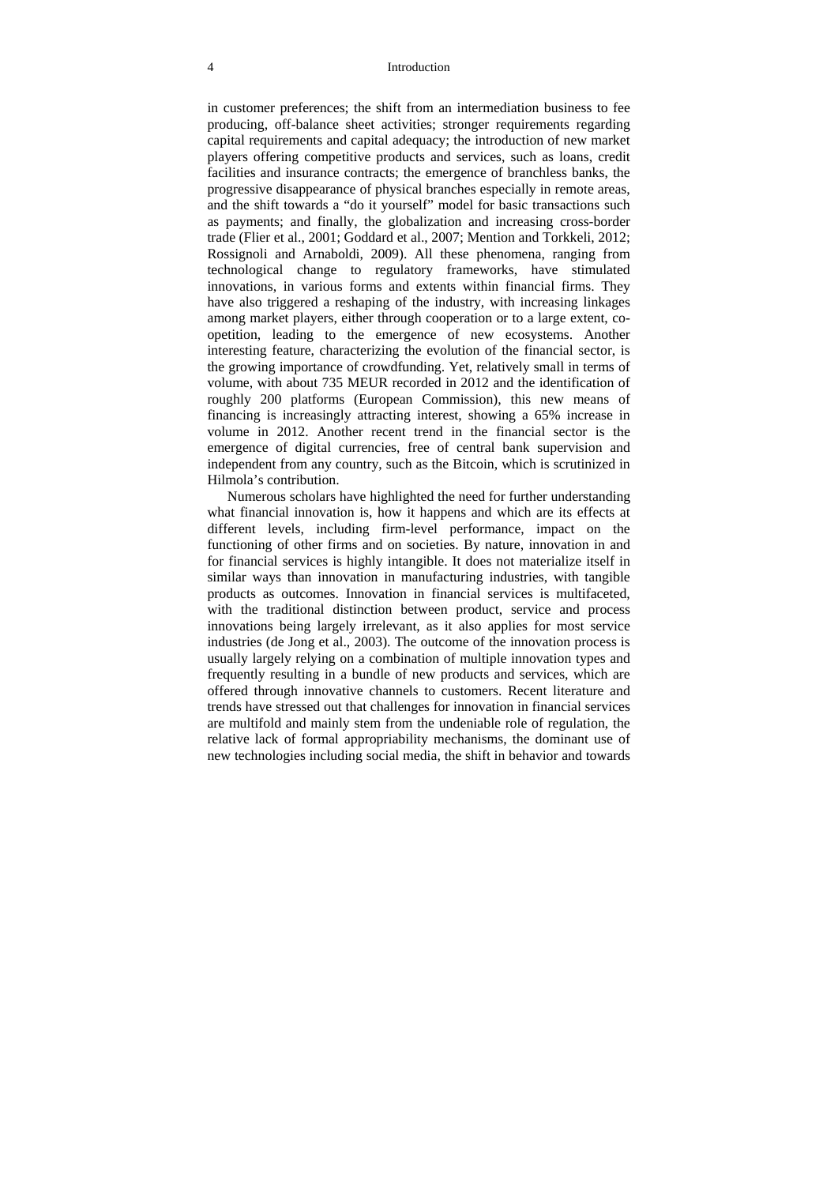in customer preferences; the shift from an intermediation business to fee producing, off-balance sheet activities; stronger requirements regarding capital requirements and capital adequacy; the introduction of new market players offering competitive products and services, such as loans, credit facilities and insurance contracts; the emergence of branchless banks, the progressive disappearance of physical branches especially in remote areas, and the shift towards a "do it yourself" model for basic transactions such as payments; and finally, the globalization and increasing cross-border trade (Flier et al., 2001; Goddard et al., 2007; Mention and Torkkeli, 2012; Rossignoli and Arnaboldi, 2009). All these phenomena, ranging from technological change to regulatory frameworks, have stimulated innovations, in various forms and extents within financial firms. They have also triggered a reshaping of the industry, with increasing linkages among market players, either through cooperation or to a large extent, co-opetition, leading to the emergence of new ecosystems. Another interesting feature, characterizing the evolution of the financial sector, is the growing importance of crowdfunding. Yet, relatively small in terms of volume, with about 735 MEUR recorded in 2012 and the identification of roughly 200 platforms (European Commission), this new means of financing is increasingly attracting interest, showing a 65% increase in volume in 2012. Another recent trend in the financial sector is the emergence of digital currencies, free of central bank supervision and independent from any country, such as the Bitcoin, which is scrutinized in Hilmola's contribution.

Numerous scholars have highlighted the need for further understanding what financial innovation is, how it happens and which are its effects at different levels, including firm-level performance, impact on the functioning of other firms and on societies. By nature, innovation in and for financial services is highly intangible. It does not materialize itself in similar ways than innovation in manufacturing industries, with tangible products as outcomes. Innovation in financial services is multifaceted, with the traditional distinction between product, service and process innovations being largely irrelevant, as it also applies for most service industries (de Jong et al., 2003). The outcome of the innovation process is usually largely relying on a combination of multiple innovation types and frequently resulting in a bundle of new products and services, which are offered through innovative channels to customers. Recent literature and trends have stressed out that challenges for innovation in financial services are multifold and mainly stem from the undeniable role of regulation, the relative lack of formal appropriability mechanisms, the dominant use of new technologies including social media, the shift in behavior and towards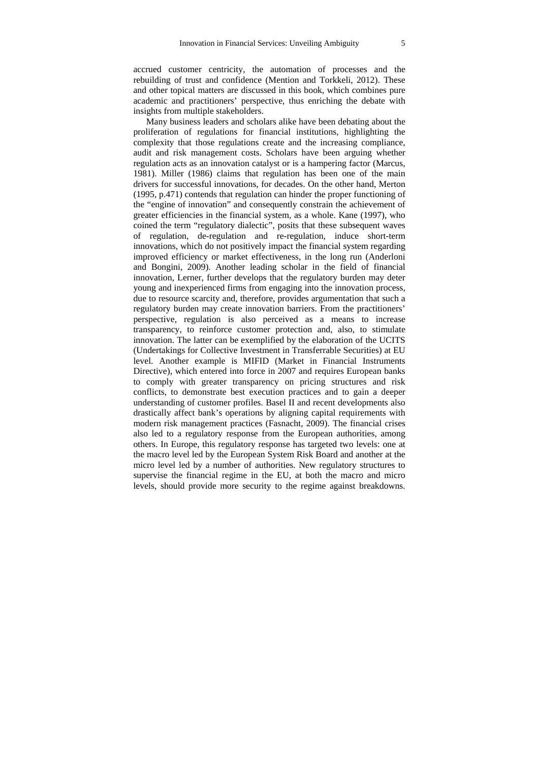accrued customer centricity, the automation of processes and the rebuilding of trust and confidence (Mention and Torkkeli, 2012). These and other topical matters are discussed in this book, which combines pure academic and practitioners' perspective, thus enriching the debate with insights from multiple stakeholders.

Many business leaders and scholars alike have been debating about the proliferation of regulations for financial institutions, highlighting the complexity that those regulations create and the increasing compliance, audit and risk management costs. Scholars have been arguing whether regulation acts as an innovation catalyst or is a hampering factor (Marcus, 1981). Miller (1986) claims that regulation has been one of the main drivers for successful innovations, for decades. On the other hand, Merton (1995, p.471) contends that regulation can hinder the proper functioning of the "engine of innovation" and consequently constrain the achievement of greater efficiencies in the financial system, as a whole. Kane (1997), who coined the term "regulatory dialectic", posits that these subsequent waves of regulation, de-regulation and re-regulation, induce short-term innovations, which do not positively impact the financial system regarding improved efficiency or market effectiveness, in the long run (Anderloni and Bongini, 2009). Another leading scholar in the field of financial innovation, Lerner, further develops that the regulatory burden may deter young and inexperienced firms from engaging into the innovation process, due to resource scarcity and, therefore, provides argumentation that such a regulatory burden may create innovation barriers. From the practitioners' perspective, regulation is also perceived as a means to increase transparency, to reinforce customer protection and, also, to stimulate innovation. The latter can be exemplified by the elaboration of the UCITS (Undertakings for Collective Investment in Transferrable Securities) at EU level. Another example is MIFID (Market in Financial Instruments Directive), which entered into force in 2007 and requires European banks to comply with greater transparency on pricing structures and risk conflicts, to demonstrate best execution practices and to gain a deeper understanding of customer profiles. Basel II and recent developments also drastically affect bank's operations by aligning capital requirements with modern risk management practices (Fasnacht, 2009). The financial crises also led to a regulatory response from the European authorities, among others. In Europe, this regulatory response has targeted two levels: one at the macro level led by the European System Risk Board and another at the micro level led by a number of authorities. New regulatory structures to supervise the financial regime in the EU, at both the macro and micro levels, should provide more security to the regime against breakdowns.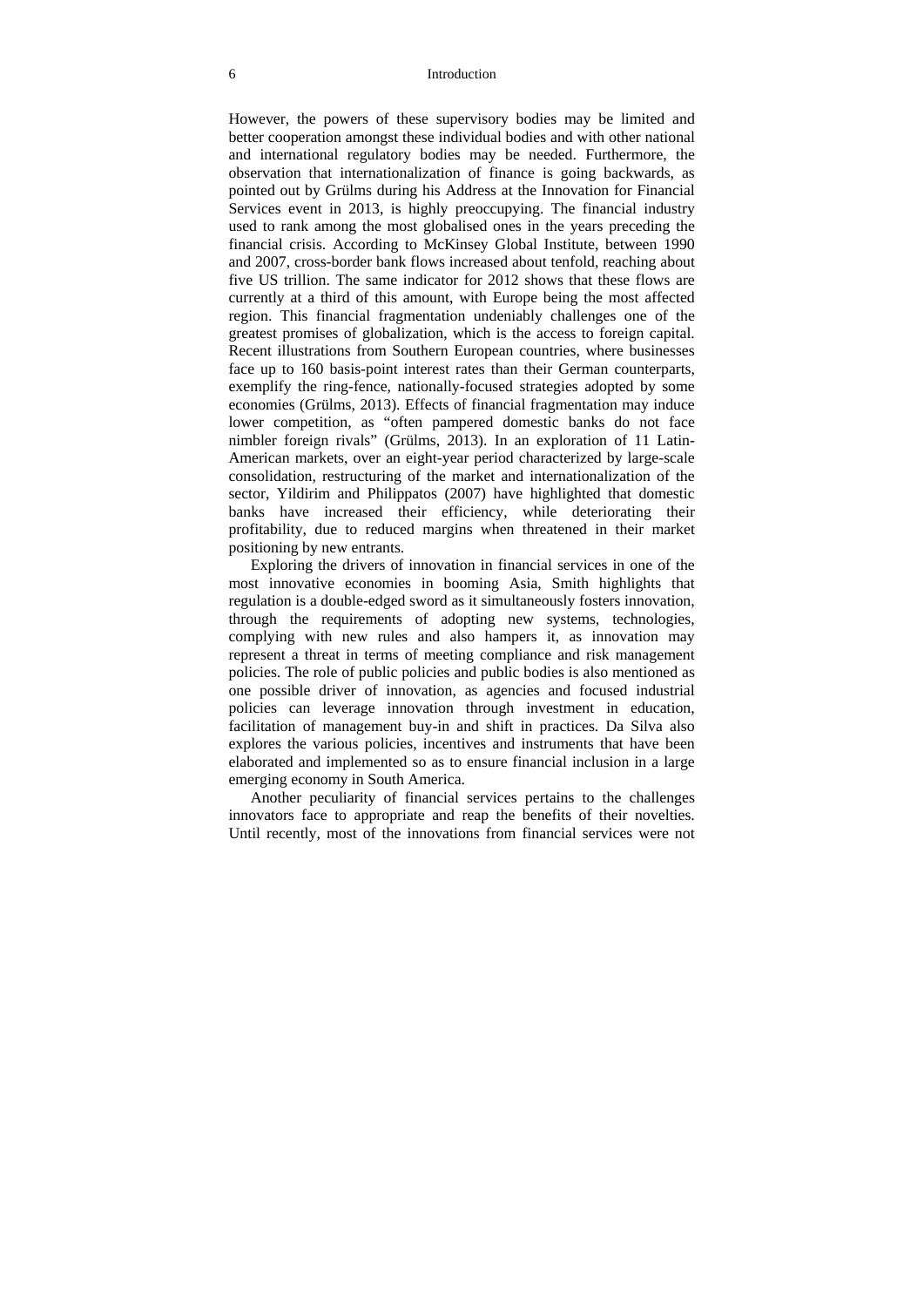However, the powers of these supervisory bodies may be limited and better cooperation amongst these individual bodies and with other national and international regulatory bodies may be needed. Furthermore, the observation that internationalization of finance is going backwards, as pointed out by Grülms during his Address at the Innovation for Financial Services event in 2013, is highly preoccupying. The financial industry used to rank among the most globalised ones in the years preceding the financial crisis. According to McKinsey Global Institute, between 1990 and 2007, cross-border bank flows increased about tenfold, reaching about five US trillion. The same indicator for 2012 shows that these flows are currently at a third of this amount, with Europe being the most affected region. This financial fragmentation undeniably challenges one of the greatest promises of globalization, which is the access to foreign capital. Recent illustrations from Southern European countries, where businesses face up to 160 basis-point interest rates than their German counterparts, exemplify the ring-fence, nationally-focused strategies adopted by some economies (Grülms, 2013). Effects of financial fragmentation may induce lower competition, as "often pampered domestic banks do not face nimbler foreign rivals" (Grülms, 2013). In an exploration of 11 Latin-American markets, over an eight-year period characterized by large-scale consolidation, restructuring of the market and internationalization of the sector, Yildirim and Philippatos (2007) have highlighted that domestic banks have increased their efficiency, while deteriorating their profitability, due to reduced margins when threatened in their market positioning by new entrants.

Exploring the drivers of innovation in financial services in one of the most innovative economies in booming Asia, Smith highlights that regulation is a double-edged sword as it simultaneously fosters innovation, through the requirements of adopting new systems, technologies, complying with new rules and also hampers it, as innovation may represent a threat in terms of meeting compliance and risk management policies. The role of public policies and public bodies is also mentioned as one possible driver of innovation, as agencies and focused industrial policies can leverage innovation through investment in education, facilitation of management buy-in and shift in practices. Da Silva also explores the various policies, incentives and instruments that have been elaborated and implemented so as to ensure financial inclusion in a large emerging economy in South America.

Another peculiarity of financial services pertains to the challenges innovators face to appropriate and reap the benefits of their novelties. Until recently, most of the innovations from financial services were not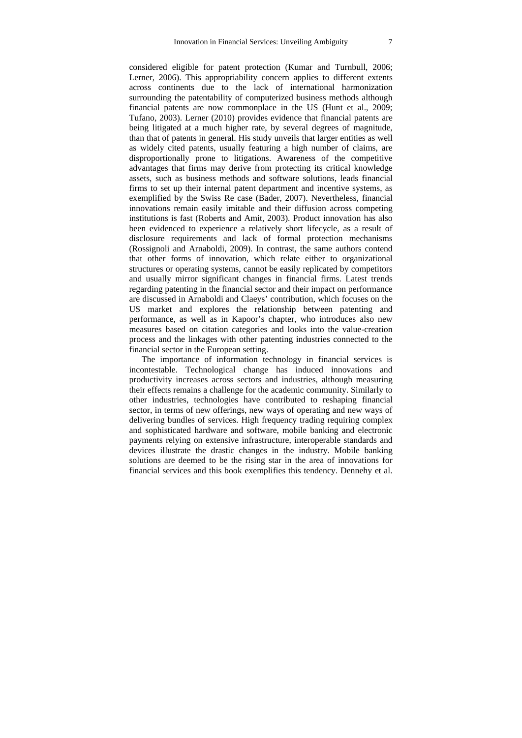considered eligible for patent protection (Kumar and Turnbull, 2006; Lerner, 2006). This appropriability concern applies to different extents across continents due to the lack of international harmonization surrounding the patentability of computerized business methods although financial patents are now commonplace in the US (Hunt et al., 2009; Tufano, 2003). Lerner (2010) provides evidence that financial patents are being litigated at a much higher rate, by several degrees of magnitude, than that of patents in general. His study unveils that larger entities as well as widely cited patents, usually featuring a high number of claims, are disproportionally prone to litigations. Awareness of the competitive advantages that firms may derive from protecting its critical knowledge assets, such as business methods and software solutions, leads financial firms to set up their internal patent department and incentive systems, as exemplified by the Swiss Re case (Bader, 2007). Nevertheless, financial innovations remain easily imitable and their diffusion across competing institutions is fast (Roberts and Amit, 2003). Product innovation has also been evidenced to experience a relatively short lifecycle, as a result of disclosure requirements and lack of formal protection mechanisms (Rossignoli and Arnaboldi, 2009). In contrast, the same authors contend that other forms of innovation, which relate either to organizational structures or operating systems, cannot be easily replicated by competitors and usually mirror significant changes in financial firms. Latest trends regarding patenting in the financial sector and their impact on performance are discussed in Arnaboldi and Claeys' contribution, which focuses on the US market and explores the relationship between patenting and performance, as well as in Kapoor's chapter, who introduces also new measures based on citation categories and looks into the value-creation process and the linkages with other patenting industries connected to the financial sector in the European setting.

The importance of information technology in financial services is incontestable. Technological change has induced innovations and productivity increases across sectors and industries, although measuring their effects remains a challenge for the academic community. Similarly to other industries, technologies have contributed to reshaping financial sector, in terms of new offerings, new ways of operating and new ways of delivering bundles of services. High frequency trading requiring complex and sophisticated hardware and software, mobile banking and electronic payments relying on extensive infrastructure, interoperable standards and devices illustrate the drastic changes in the industry. Mobile banking solutions are deemed to be the rising star in the area of innovations for financial services and this book exemplifies this tendency. Dennehy et al.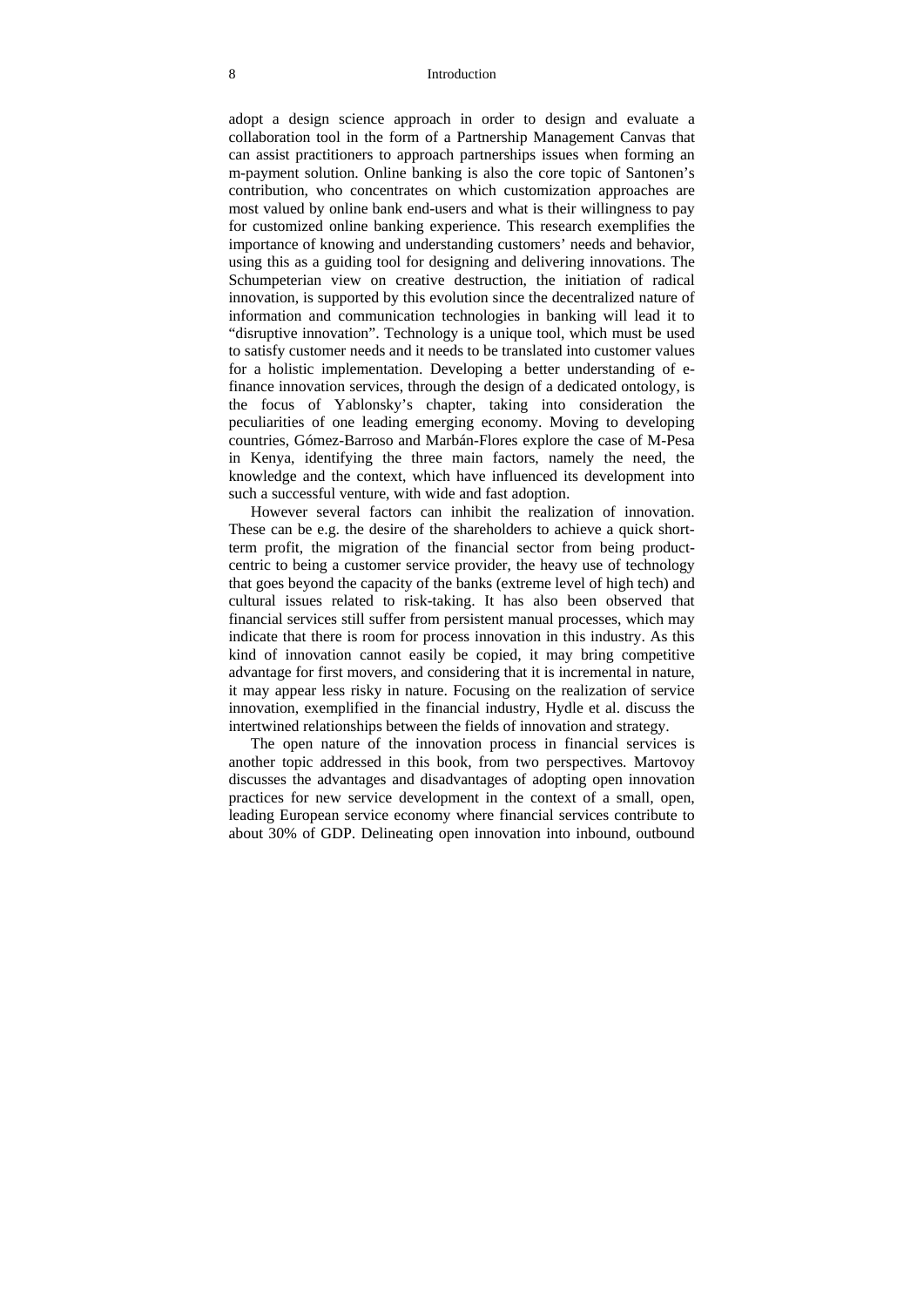adopt a design science approach in order to design and evaluate a collaboration tool in the form of a Partnership Management Canvas that can assist practitioners to approach partnerships issues when forming an m-payment solution. Online banking is also the core topic of Santonen's contribution, who concentrates on which customization approaches are most valued by online bank end-users and what is their willingness to pay for customized online banking experience. This research exemplifies the importance of knowing and understanding customers' needs and behavior, using this as a guiding tool for designing and delivering innovations. The Schumpeterian view on creative destruction, the initiation of radical innovation, is supported by this evolution since the decentralized nature of information and communication technologies in banking will lead it to "disruptive innovation". Technology is a unique tool, which must be used to satisfy customer needs and it needs to be translated into customer values for a holistic implementation. Developing a better understanding of e-finance innovation services, through the design of a dedicated ontology, is the focus of Yablonsky's chapter, taking into consideration the peculiarities of one leading emerging economy. Moving to developing countries, Gómez-Barroso and Marbán-Flores explore the case of M-Pesa in Kenya, identifying the three main factors, namely the need, the knowledge and the context, which have influenced its development into such a successful venture, with wide and fast adoption.

However several factors can inhibit the realization of innovation. These can be e.g. the desire of the shareholders to achieve a quick short-term profit, the migration of the financial sector from being product-centric to being a customer service provider, the heavy use of technology that goes beyond the capacity of the banks (extreme level of high tech) and cultural issues related to risk-taking. It has also been observed that financial services still suffer from persistent manual processes, which may indicate that there is room for process innovation in this industry. As this kind of innovation cannot easily be copied, it may bring competitive advantage for first movers, and considering that it is incremental in nature, it may appear less risky in nature. Focusing on the realization of service innovation, exemplified in the financial industry, Hydle et al. discuss the intertwined relationships between the fields of innovation and strategy.

The open nature of the innovation process in financial services is another topic addressed in this book, from two perspectives. Martovoy discusses the advantages and disadvantages of adopting open innovation practices for new service development in the context of a small, open, leading European service economy where financial services contribute to about 30% of GDP. Delineating open innovation into inbound, outbound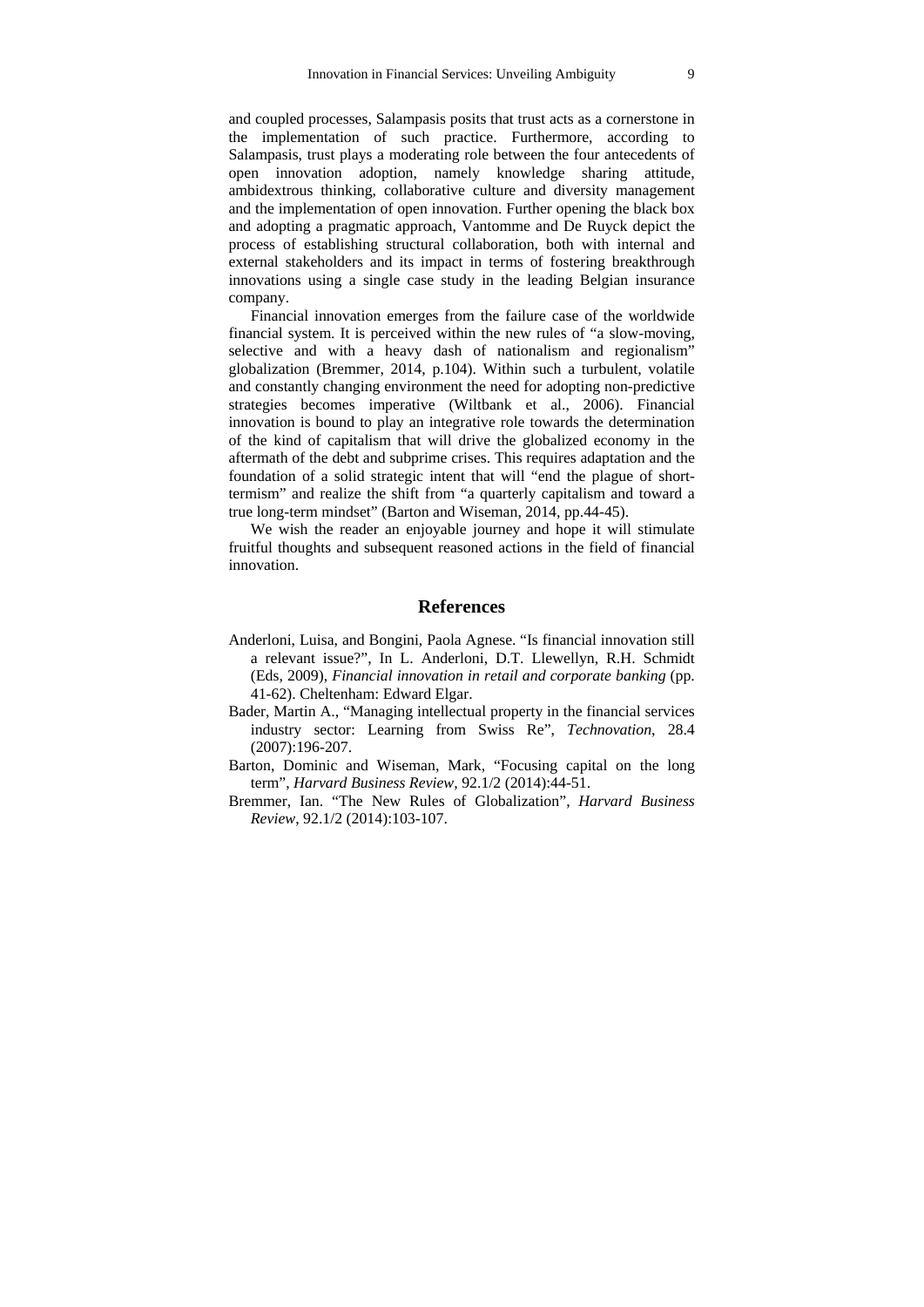and coupled processes, Salampasis posits that trust acts as a cornerstone in the implementation of such practice. Furthermore, according to Salampasis, trust plays a moderating role between the four antecedents of open innovation adoption, namely knowledge sharing attitude, ambidextrous thinking, collaborative culture and diversity management and the implementation of open innovation. Further opening the black box and adopting a pragmatic approach, Vantomme and De Ruyck depict the process of establishing structural collaboration, both with internal and external stakeholders and its impact in terms of fostering breakthrough innovations using a single case study in the leading Belgian insurance company.

Financial innovation emerges from the failure case of the worldwide financial system. It is perceived within the new rules of "a slow-moving, selective and with a heavy dash of nationalism and regionalism" globalization (Bremmer, 2014, p.104). Within such a turbulent, volatile and constantly changing environment the need for adopting non-predictive strategies becomes imperative (Wiltbank et al., 2006). Financial innovation is bound to play an integrative role towards the determination of the kind of capitalism that will drive the globalized economy in the aftermath of the debt and subprime crises. This requires adaptation and the foundation of a solid strategic intent that will "end the plague of short-termism" and realize the shift from "a quarterly capitalism and toward a true long-term mindset" (Barton and Wiseman, 2014, pp.44-45).

We wish the reader an enjoyable journey and hope it will stimulate fruitful thoughts and subsequent reasoned actions in the field of financial innovation.

## References

Anderloni, Luisa, and Bongini, Paola Agnese. "Is financial innovation still a relevant issue?", In L. Anderloni, D.T. Llewellyn, R.H. Schmidt (Eds, 2009), *Financial innovation in retail and corporate banking* (pp. 41-62). Cheltenham: Edward Elgar.

Bader, Martin A., "Managing intellectual property in the financial services industry sector: Learning from Swiss Re", *Technovation*, 28.4 (2007):196-207.

Barton, Dominic and Wiseman, Mark, "Focusing capital on the long term", *Harvard Business Review*, 92.1/2 (2014):44-51.

Bremmer, Ian. "The New Rules of Globalization", *Harvard Business Review*, 92.1/2 (2014):103-107.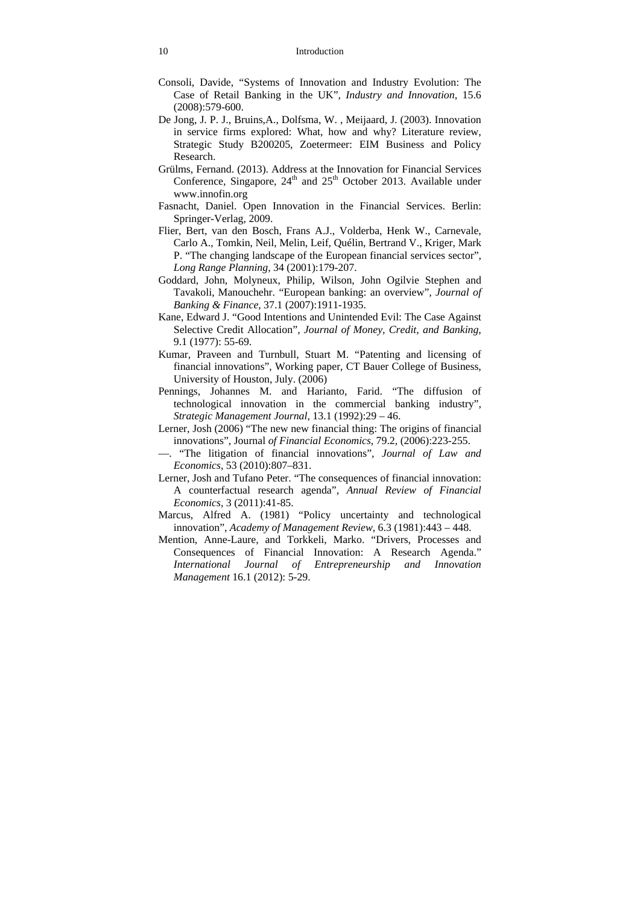Consoli, Davide, "Systems of Innovation and Industry Evolution: The Case of Retail Banking in the UK", *Industry and Innovation*, 15.6 (2008):579-600.

De Jong, J. P. J., Bruins,A., Dolfsma, W. , Meijaard, J. (2003). Innovation in service firms explored: What, how and why? Literature review, Strategic Study B200205, Zoetermeer: EIM Business and Policy Research.

Grülms, Fernand. (2013). Address at the Innovation for Financial Services Conference, Singapore, 24th and 25th October 2013. Available under www.innofin.org

Fasnacht, Daniel. Open Innovation in the Financial Services. Berlin: Springer-Verlag, 2009.

Flier, Bert, van den Bosch, Frans A.J., Volderba, Henk W., Carnevale, Carlo A., Tomkin, Neil, Melin, Leif, Quélin, Bertrand V., Kriger, Mark P. "The changing landscape of the European financial services sector", *Long Range Planning*, 34 (2001):179-207.

Goddard, John, Molyneux, Philip, Wilson, John Ogilvie Stephen and Tavakoli, Manouchehr. "European banking: an overview", *Journal of Banking & Finance*, 37.1 (2007):1911-1935.

Kane, Edward J. "Good Intentions and Unintended Evil: The Case Against Selective Credit Allocation", *Journal of Money, Credit, and Banking*, 9.1 (1977): 55-69.

Kumar, Praveen and Turnbull, Stuart M. "Patenting and licensing of financial innovations", Working paper, CT Bauer College of Business, University of Houston, July. (2006)

Pennings, Johannes M. and Harianto, Farid. "The diffusion of technological innovation in the commercial banking industry", *Strategic Management Journal*, 13.1 (1992):29 – 46.

Lerner, Josh (2006) "The new new financial thing: The origins of financial innovations", Journal *of Financial Economics*, 79.2, (2006):223-255.

—. "The litigation of financial innovations", *Journal of Law and Economics*, 53 (2010):807–831.

Lerner, Josh and Tufano Peter. "The consequences of financial innovation: A counterfactual research agenda", *Annual Review of Financial Economics*, 3 (2011):41-85.

Marcus, Alfred A. (1981) "Policy uncertainty and technological innovation", *Academy of Management Review*, 6.3 (1981):443 – 448.

Mention, Anne-Laure, and Torkkeli, Marko. "Drivers, Processes and Consequences of Financial Innovation: A Research Agenda." *International Journal of Entrepreneurship and Innovation Management* 16.1 (2012): 5-29.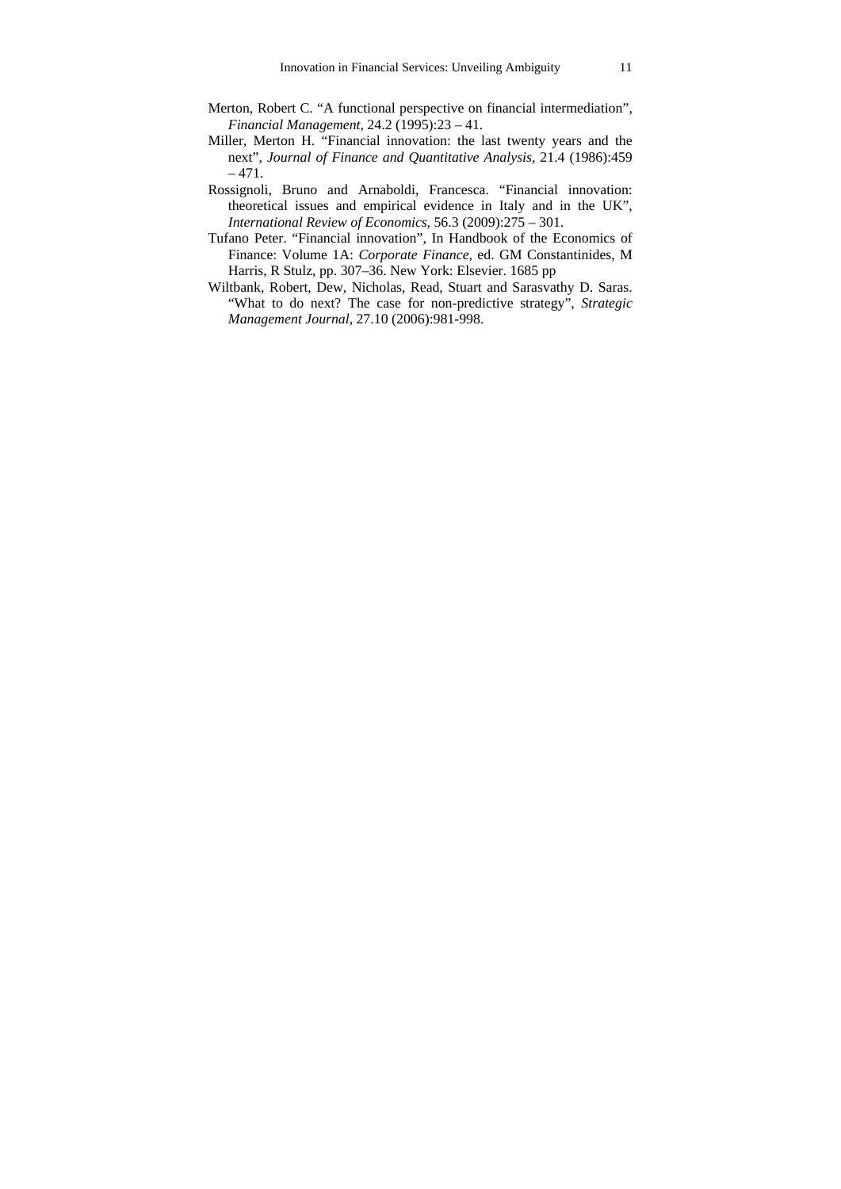Merton, Robert C. "A functional perspective on financial intermediation", *Financial Management*, 24.2 (1995):23 – 41.

Miller, Merton H. "Financial innovation: the last twenty years and the next", *Journal of Finance and Quantitative Analysis*, 21.4 (1986):459 – 471.

Rossignoli, Bruno and Arnaboldi, Francesca. "Financial innovation: theoretical issues and empirical evidence in Italy and in the UK", *International Review of Economics*, 56.3 (2009):275 – 301.

Tufano Peter. "Financial innovation", In Handbook of the Economics of Finance: Volume 1A: *Corporate Finance*, ed. GM Constantinides, M Harris, R Stulz, pp. 307–36. New York: Elsevier. 1685 pp

Wiltbank, Robert, Dew, Nicholas, Read, Stuart and Sarasvathy D. Saras. "What to do next? The case for non-predictive strategy", *Strategic Management Journal*, 27.10 (2006):981-998.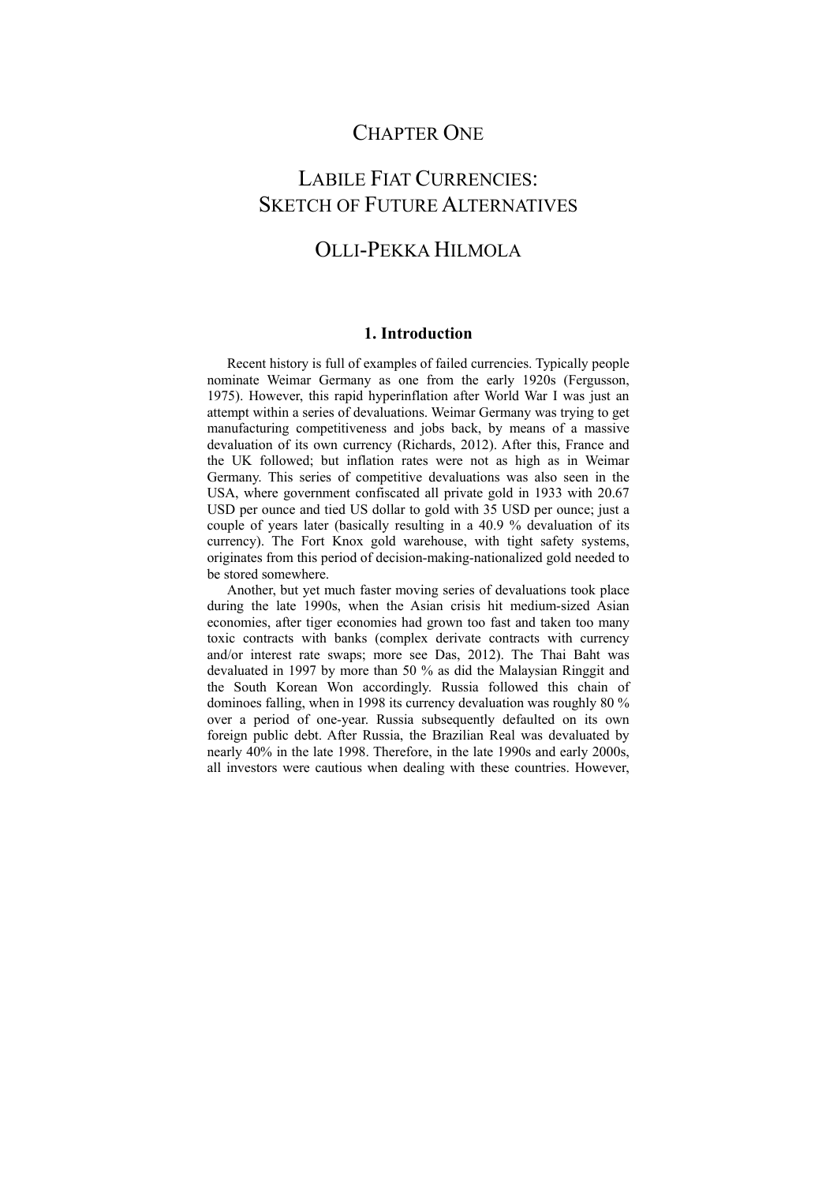# CHAPTER ONE

# LABILE FIAT CURRENCIES: SKETCH OF FUTURE ALTERNATIVES

# OLLI-PEKKA HILMOLA

## 1. Introduction

Recent history is full of examples of failed currencies. Typically people nominate Weimar Germany as one from the early 1920s (Fergusson, 1975). However, this rapid hyperinflation after World War I was just an attempt within a series of devaluations. Weimar Germany was trying to get manufacturing competitiveness and jobs back, by means of a massive devaluation of its own currency (Richards, 2012). After this, France and the UK followed; but inflation rates were not as high as in Weimar Germany. This series of competitive devaluations was also seen in the USA, where government confiscated all private gold in 1933 with 20.67 USD per ounce and tied US dollar to gold with 35 USD per ounce; just a couple of years later (basically resulting in a 40.9 % devaluation of its currency). The Fort Knox gold warehouse, with tight safety systems, originates from this period of decision-making-nationalized gold needed to be stored somewhere.

Another, but yet much faster moving series of devaluations took place during the late 1990s, when the Asian crisis hit medium-sized Asian economies, after tiger economies had grown too fast and taken too many toxic contracts with banks (complex derivate contracts with currency and/or interest rate swaps; more see Das, 2012). The Thai Baht was devaluated in 1997 by more than 50 % as did the Malaysian Ringgit and the South Korean Won accordingly. Russia followed this chain of dominoes falling, when in 1998 its currency devaluation was roughly 80 % over a period of one-year. Russia subsequently defaulted on its own foreign public debt. After Russia, the Brazilian Real was devaluated by nearly 40% in the late 1998. Therefore, in the late 1990s and early 2000s, all investors were cautious when dealing with these countries. However,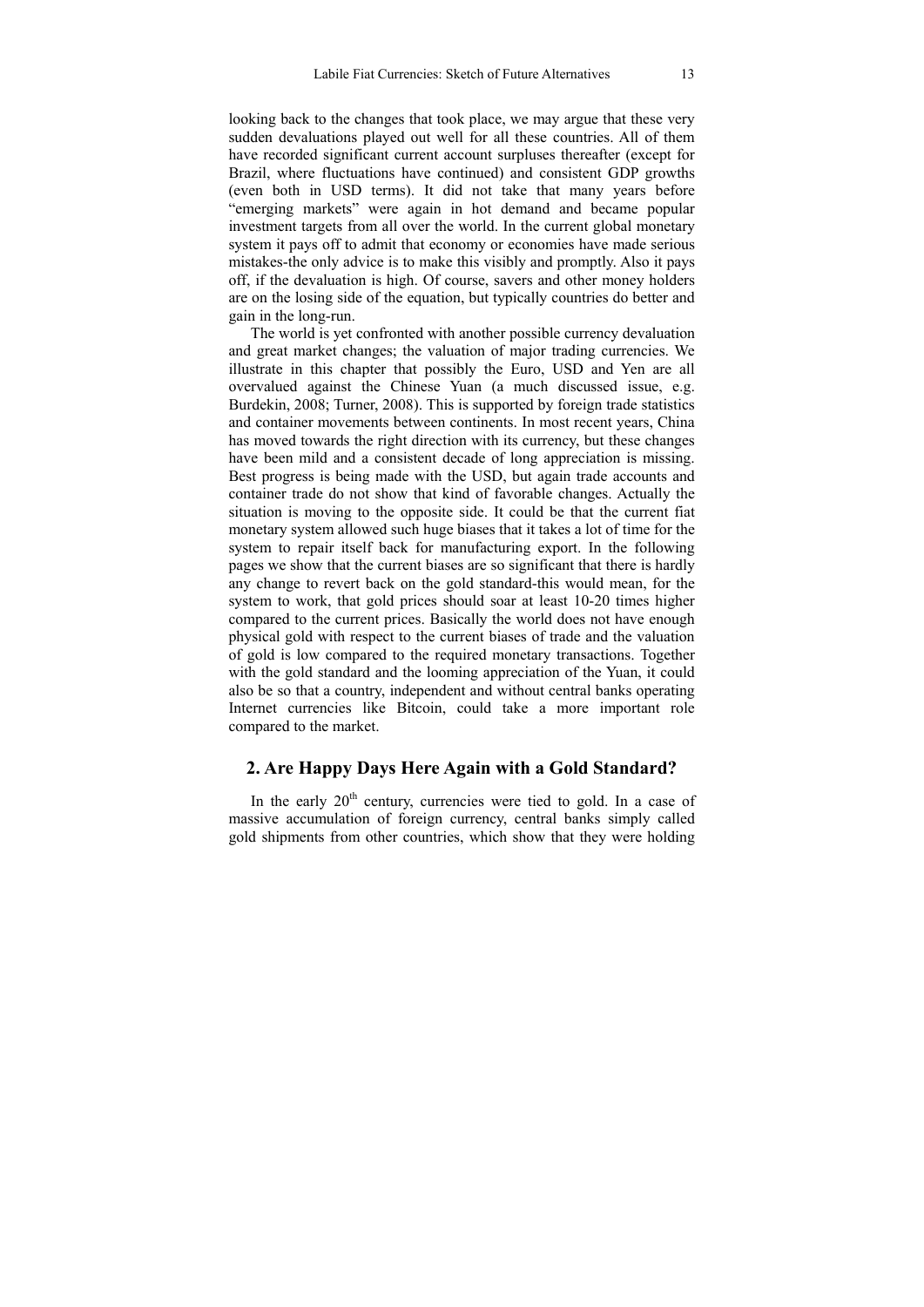looking back to the changes that took place, we may argue that these very sudden devaluations played out well for all these countries. All of them have recorded significant current account surpluses thereafter (except for Brazil, where fluctuations have continued) and consistent GDP growths (even both in USD terms). It did not take that many years before "emerging markets" were again in hot demand and became popular investment targets from all over the world. In the current global monetary system it pays off to admit that economy or economies have made serious mistakes-the only advice is to make this visibly and promptly. Also it pays off, if the devaluation is high. Of course, savers and other money holders are on the losing side of the equation, but typically countries do better and gain in the long-run.

The world is yet confronted with another possible currency devaluation and great market changes; the valuation of major trading currencies. We illustrate in this chapter that possibly the Euro, USD and Yen are all overvalued against the Chinese Yuan (a much discussed issue, e.g. Burdekin, 2008; Turner, 2008). This is supported by foreign trade statistics and container movements between continents. In most recent years, China has moved towards the right direction with its currency, but these changes have been mild and a consistent decade of long appreciation is missing. Best progress is being made with the USD, but again trade accounts and container trade do not show that kind of favorable changes. Actually the situation is moving to the opposite side. It could be that the current fiat monetary system allowed such huge biases that it takes a lot of time for the system to repair itself back for manufacturing export. In the following pages we show that the current biases are so significant that there is hardly any change to revert back on the gold standard-this would mean, for the system to work, that gold prices should soar at least 10-20 times higher compared to the current prices. Basically the world does not have enough physical gold with respect to the current biases of trade and the valuation of gold is low compared to the required monetary transactions. Together with the gold standard and the looming appreciation of the Yuan, it could also be so that a country, independent and without central banks operating Internet currencies like Bitcoin, could take a more important role compared to the market.

## 2. Are Happy Days Here Again with a Gold Standard?

In the early 20th century, currencies were tied to gold. In a case of massive accumulation of foreign currency, central banks simply called gold shipments from other countries, which show that they were holding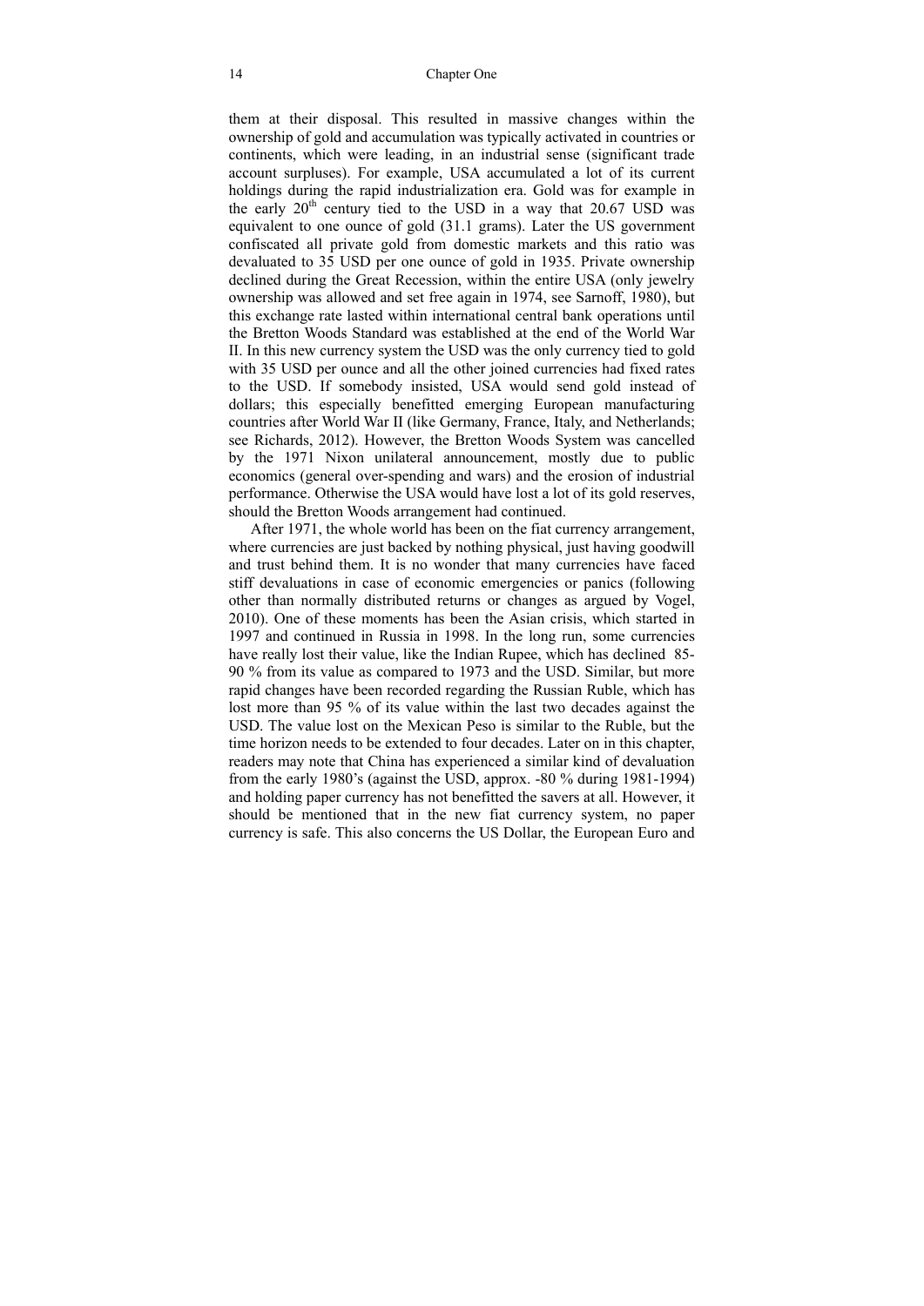them at their disposal. This resulted in massive changes within the ownership of gold and accumulation was typically activated in countries or continents, which were leading, in an industrial sense (significant trade account surpluses). For example, USA accumulated a lot of its current holdings during the rapid industrialization era. Gold was for example in the early 20th century tied to the USD in a way that 20.67 USD was equivalent to one ounce of gold (31.1 grams). Later the US government confiscated all private gold from domestic markets and this ratio was devaluated to 35 USD per one ounce of gold in 1935. Private ownership declined during the Great Recession, within the entire USA (only jewelry ownership was allowed and set free again in 1974, see Sarnoff, 1980), but this exchange rate lasted within international central bank operations until the Bretton Woods Standard was established at the end of the World War II. In this new currency system the USD was the only currency tied to gold with 35 USD per ounce and all the other joined currencies had fixed rates to the USD. If somebody insisted, USA would send gold instead of dollars; this especially benefitted emerging European manufacturing countries after World War II (like Germany, France, Italy, and Netherlands; see Richards, 2012). However, the Bretton Woods System was cancelled by the 1971 Nixon unilateral announcement, mostly due to public economics (general over-spending and wars) and the erosion of industrial performance. Otherwise the USA would have lost a lot of its gold reserves, should the Bretton Woods arrangement had continued.

After 1971, the whole world has been on the fiat currency arrangement, where currencies are just backed by nothing physical, just having goodwill and trust behind them. It is no wonder that many currencies have faced stiff devaluations in case of economic emergencies or panics (following other than normally distributed returns or changes as argued by Vogel, 2010). One of these moments has been the Asian crisis, which started in 1997 and continued in Russia in 1998. In the long run, some currencies have really lost their value, like the Indian Rupee, which has declined 85-90 % from its value as compared to 1973 and the USD. Similar, but more rapid changes have been recorded regarding the Russian Ruble, which has lost more than 95 % of its value within the last two decades against the USD. The value lost on the Mexican Peso is similar to the Ruble, but the time horizon needs to be extended to four decades. Later on in this chapter, readers may note that China has experienced a similar kind of devaluation from the early 1980's (against the USD, approx. -80 % during 1981-1994) and holding paper currency has not benefitted the savers at all. However, it should be mentioned that in the new fiat currency system, no paper currency is safe. This also concerns the US Dollar, the European Euro and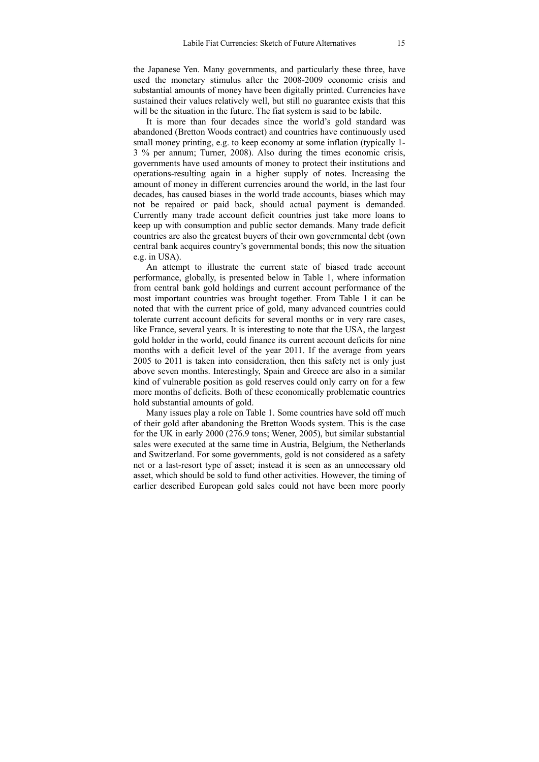the Japanese Yen. Many governments, and particularly these three, have used the monetary stimulus after the 2008-2009 economic crisis and substantial amounts of money have been digitally printed. Currencies have sustained their values relatively well, but still no guarantee exists that this will be the situation in the future. The fiat system is said to be labile.

It is more than four decades since the world's gold standard was abandoned (Bretton Woods contract) and countries have continuously used small money printing, e.g. to keep economy at some inflation (typically 1-3 % per annum; Turner, 2008). Also during the times economic crisis, governments have used amounts of money to protect their institutions and operations-resulting again in a higher supply of notes. Increasing the amount of money in different currencies around the world, in the last four decades, has caused biases in the world trade accounts, biases which may not be repaired or paid back, should actual payment is demanded. Currently many trade account deficit countries just take more loans to keep up with consumption and public sector demands. Many trade deficit countries are also the greatest buyers of their own governmental debt (own central bank acquires country's governmental bonds; this now the situation e.g. in USA).

An attempt to illustrate the current state of biased trade account performance, globally, is presented below in Table 1, where information from central bank gold holdings and current account performance of the most important countries was brought together. From Table 1 it can be noted that with the current price of gold, many advanced countries could tolerate current account deficits for several months or in very rare cases, like France, several years. It is interesting to note that the USA, the largest gold holder in the world, could finance its current account deficits for nine months with a deficit level of the year 2011. If the average from years 2005 to 2011 is taken into consideration, then this safety net is only just above seven months. Interestingly, Spain and Greece are also in a similar kind of vulnerable position as gold reserves could only carry on for a few more months of deficits. Both of these economically problematic countries hold substantial amounts of gold.

Many issues play a role on Table 1. Some countries have sold off much of their gold after abandoning the Bretton Woods system. This is the case for the UK in early 2000 (276.9 tons; Wener, 2005), but similar substantial sales were executed at the same time in Austria, Belgium, the Netherlands and Switzerland. For some governments, gold is not considered as a safety net or a last-resort type of asset; instead it is seen as an unnecessary old asset, which should be sold to fund other activities. However, the timing of earlier described European gold sales could not have been more poorly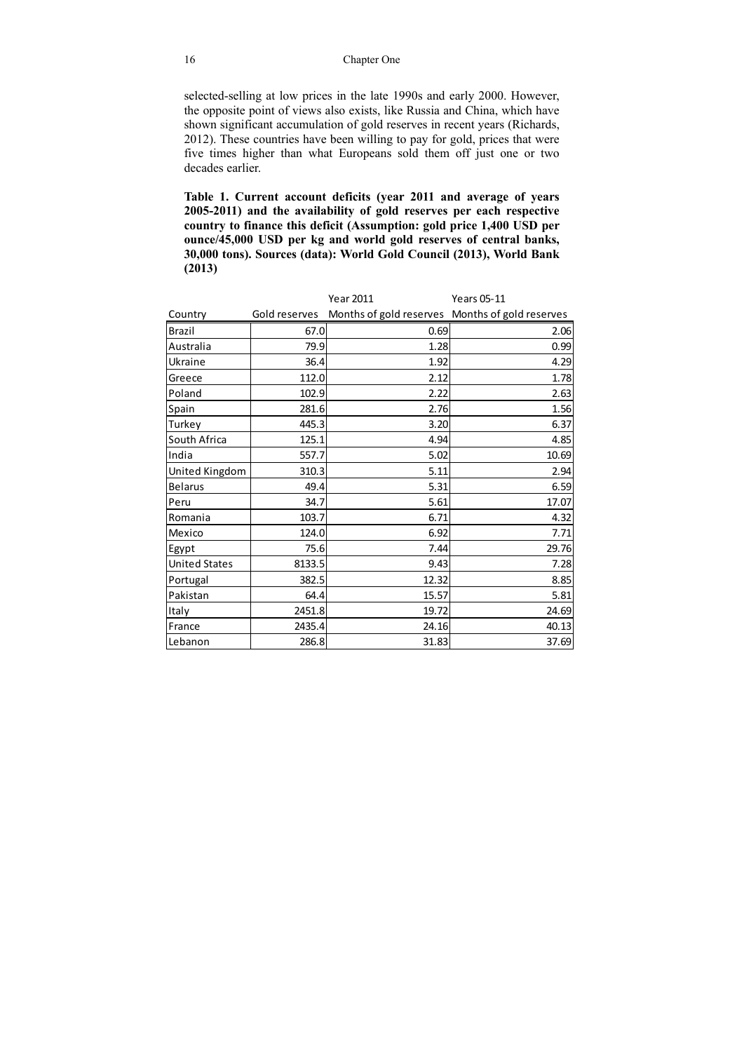selected-selling at low prices in the late 1990s and early 2000. However, the opposite point of views also exists, like Russia and China, which have shown significant accumulation of gold reserves in recent years (Richards, 2012). These countries have been willing to pay for gold, prices that were five times higher than what Europeans sold them off just one or two decades earlier.

**Table 1. Current account deficits (year 2011 and average of years 2005-2011) and the availability of gold reserves per each respective country to finance this deficit (Assumption: gold price 1,400 USD per ounce/45,000 USD per kg and world gold reserves of central banks, 30,000 tons). Sources (data): World Gold Council (2013), World Bank (2013)**

| | | Year 2011 | Years 05-11 |
|---|---|---|---|
| Country | Gold reserves | Months of gold reserves | Months of gold reserves |
| Brazil | 67.0 | 0.69 | 2.06 |
| Australia | 79.9 | 1.28 | 0.99 |
| Ukraine | 36.4 | 1.92 | 4.29 |
| Greece | 112.0 | 2.12 | 1.78 |
| Poland | 102.9 | 2.22 | 2.63 |
| Spain | 281.6 | 2.76 | 1.56 |
| Turkey | 445.3 | 3.20 | 6.37 |
| South Africa | 125.1 | 4.94 | 4.85 |
| India | 557.7 | 5.02 | 10.69 |
| United Kingdom | 310.3 | 5.11 | 2.94 |
| Belarus | 49.4 | 5.31 | 6.59 |
| Peru | 34.7 | 5.61 | 17.07 |
| Romania | 103.7 | 6.71 | 4.32 |
| Mexico | 124.0 | 6.92 | 7.71 |
| Egypt | 75.6 | 7.44 | 29.76 |
| United States | 8133.5 | 9.43 | 7.28 |
| Portugal | 382.5 | 12.32 | 8.85 |
| Pakistan | 64.4 | 15.57 | 5.81 |
| Italy | 2451.8 | 19.72 | 24.69 |
| France | 2435.4 | 24.16 | 40.13 |
| Lebanon | 286.8 | 31.83 | 37.69 |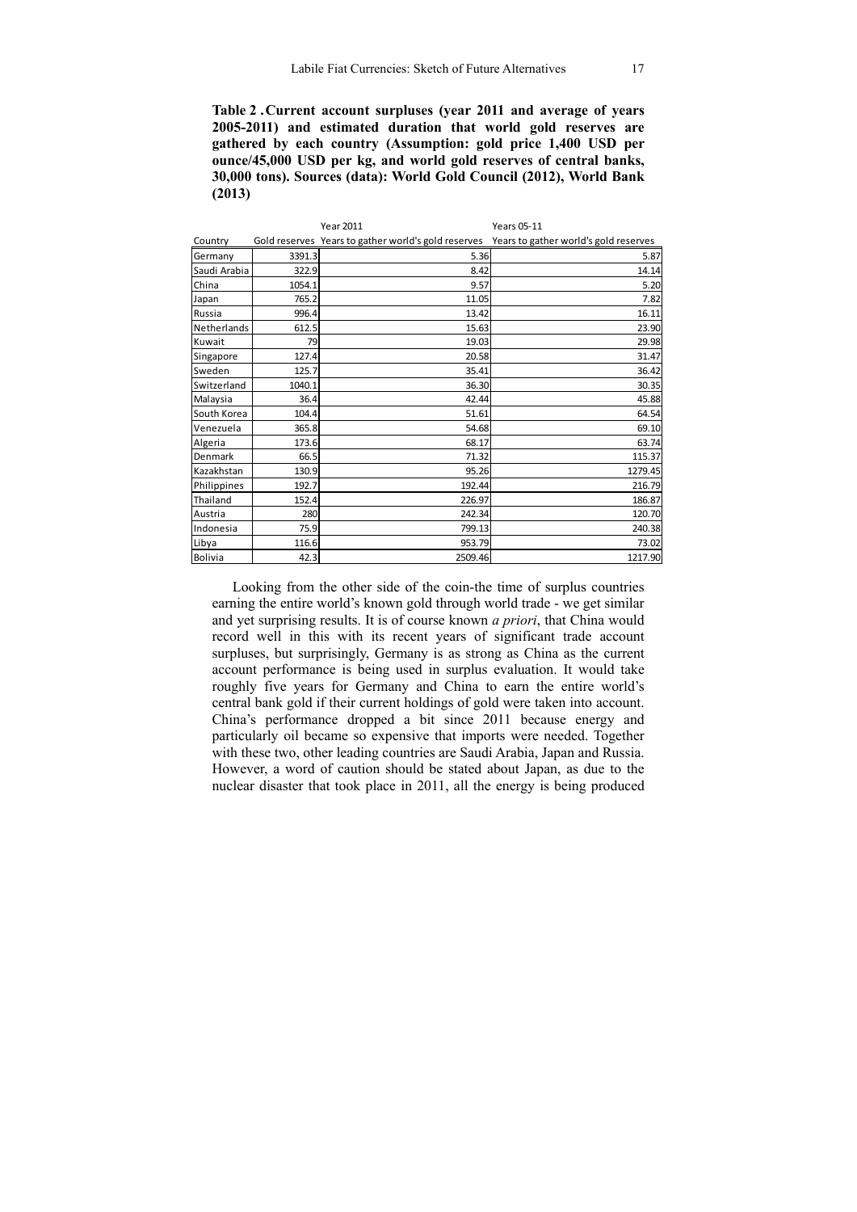**Table 2 . Current account surpluses (year 2011 and average of years 2005-2011) and estimated duration that world gold reserves are gathered by each country (Assumption: gold price 1,400 USD per ounce/45,000 USD per kg, and world gold reserves of central banks, 30,000 tons). Sources (data): World Gold Council (2012), World Bank (2013)**

| | Year 2011 | | Years 05-11 |
|---|---|---|---|
| Country | Gold reserves | Years to gather world's gold reserves | Years to gather world's gold reserves |
| Germany | 3391.3 | 5.36 | 5.87 |
| Saudi Arabia | 322.9 | 8.42 | 14.14 |
| China | 1054.1 | 9.57 | 5.20 |
| Japan | 765.2 | 11.05 | 7.82 |
| Russia | 996.4 | 13.42 | 16.11 |
| Netherlands | 612.5 | 15.63 | 23.90 |
| Kuwait | 79 | 19.03 | 29.98 |
| Singapore | 127.4 | 20.58 | 31.47 |
| Sweden | 125.7 | 35.41 | 36.42 |
| Switzerland | 1040.1 | 36.30 | 30.35 |
| Malaysia | 36.4 | 42.44 | 45.88 |
| South Korea | 104.4 | 51.61 | 64.54 |
| Venezuela | 365.8 | 54.68 | 69.10 |
| Algeria | 173.6 | 68.17 | 63.74 |
| Denmark | 66.5 | 71.32 | 115.37 |
| Kazakhstan | 130.9 | 95.26 | 1279.45 |
| Philippines | 192.7 | 192.44 | 216.79 |
| Thailand | 152.4 | 226.97 | 186.87 |
| Austria | 280 | 242.34 | 120.70 |
| Indonesia | 75.9 | 799.13 | 240.38 |
| Libya | 116.6 | 953.79 | 73.02 |
| Bolivia | 42.3 | 2509.46 | 1217.90 |

Looking from the other side of the coin-the time of surplus countries earning the entire world's known gold through world trade - we get similar and yet surprising results. It is of course known *a priori*, that China would record well in this with its recent years of significant trade account surpluses, but surprisingly, Germany is as strong as China as the current account performance is being used in surplus evaluation. It would take roughly five years for Germany and China to earn the entire world's central bank gold if their current holdings of gold were taken into account. China's performance dropped a bit since 2011 because energy and particularly oil became so expensive that imports were needed. Together with these two, other leading countries are Saudi Arabia, Japan and Russia. However, a word of caution should be stated about Japan, as due to the nuclear disaster that took place in 2011, all the energy is being produced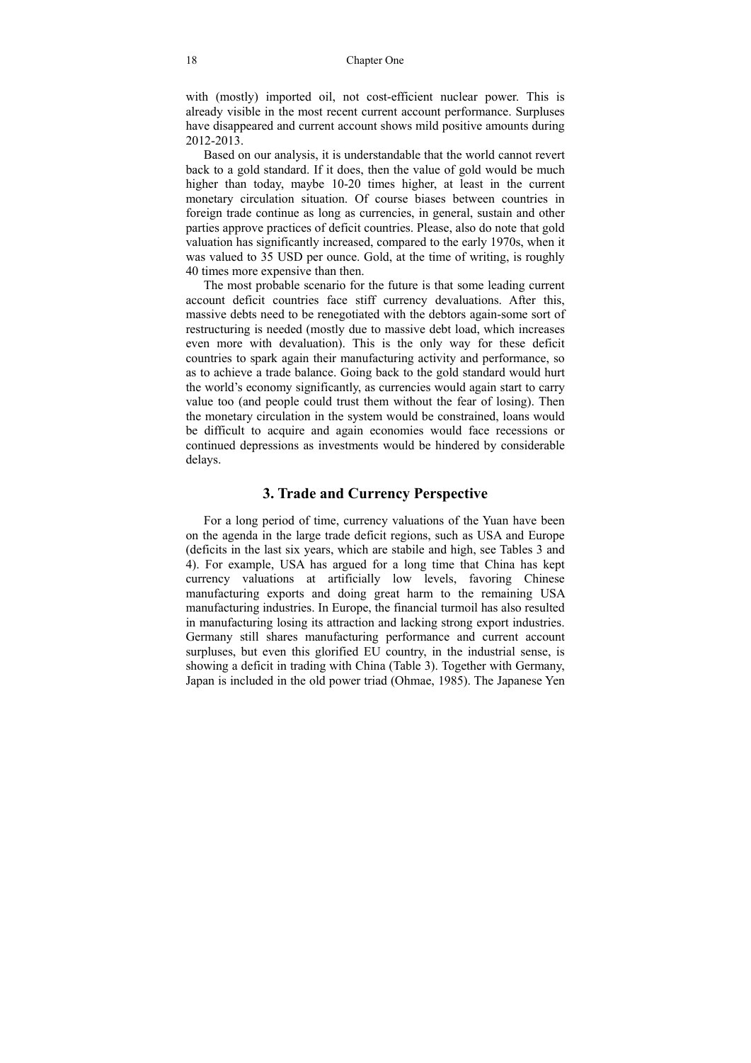with (mostly) imported oil, not cost-efficient nuclear power. This is already visible in the most recent current account performance. Surpluses have disappeared and current account shows mild positive amounts during 2012-2013.

Based on our analysis, it is understandable that the world cannot revert back to a gold standard. If it does, then the value of gold would be much higher than today, maybe 10-20 times higher, at least in the current monetary circulation situation. Of course biases between countries in foreign trade continue as long as currencies, in general, sustain and other parties approve practices of deficit countries. Please, also do note that gold valuation has significantly increased, compared to the early 1970s, when it was valued to 35 USD per ounce. Gold, at the time of writing, is roughly 40 times more expensive than then.

The most probable scenario for the future is that some leading current account deficit countries face stiff currency devaluations. After this, massive debts need to be renegotiated with the debtors again-some sort of restructuring is needed (mostly due to massive debt load, which increases even more with devaluation). This is the only way for these deficit countries to spark again their manufacturing activity and performance, so as to achieve a trade balance. Going back to the gold standard would hurt the world's economy significantly, as currencies would again start to carry value too (and people could trust them without the fear of losing). Then the monetary circulation in the system would be constrained, loans would be difficult to acquire and again economies would face recessions or continued depressions as investments would be hindered by considerable delays.

## 3. Trade and Currency Perspective

For a long period of time, currency valuations of the Yuan have been on the agenda in the large trade deficit regions, such as USA and Europe (deficits in the last six years, which are stabile and high, see Tables 3 and 4). For example, USA has argued for a long time that China has kept currency valuations at artificially low levels, favoring Chinese manufacturing exports and doing great harm to the remaining USA manufacturing industries. In Europe, the financial turmoil has also resulted in manufacturing losing its attraction and lacking strong export industries. Germany still shares manufacturing performance and current account surpluses, but even this glorified EU country, in the industrial sense, is showing a deficit in trading with China (Table 3). Together with Germany, Japan is included in the old power triad (Ohmae, 1985). The Japanese Yen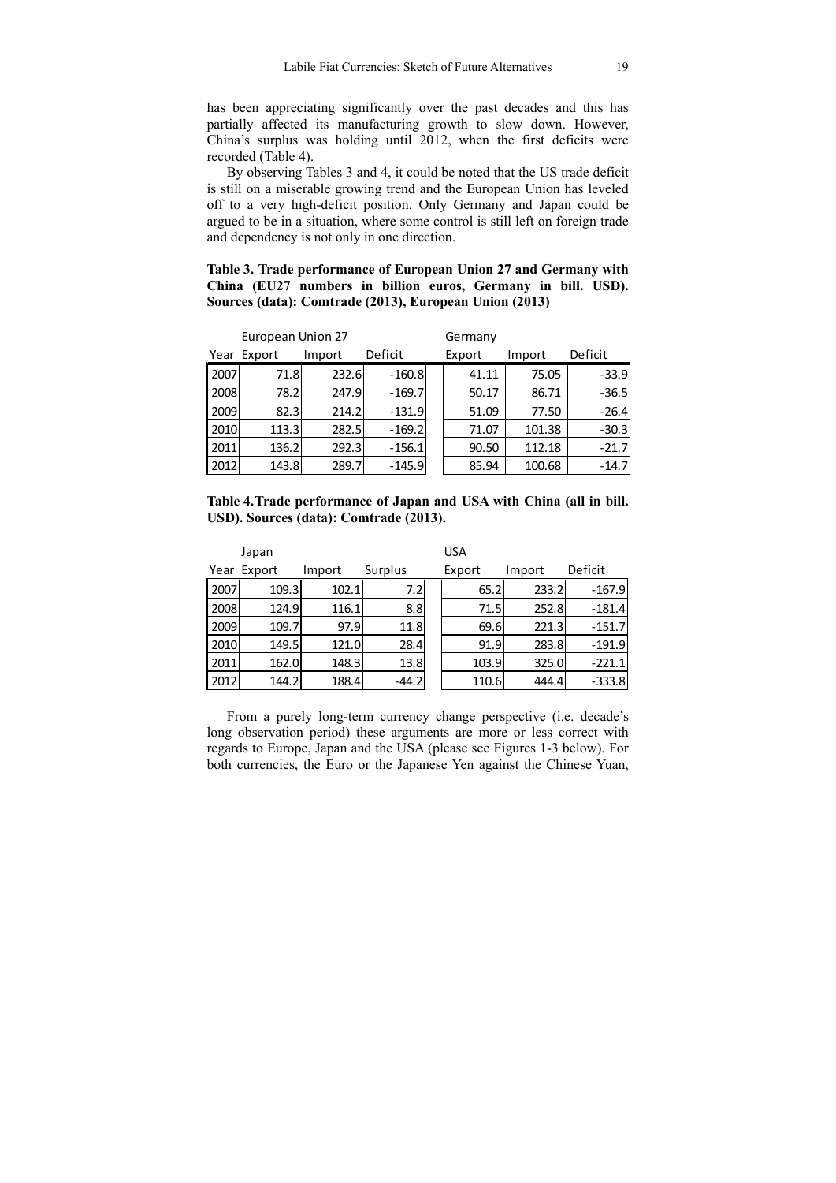has been appreciating significantly over the past decades and this has partially affected its manufacturing growth to slow down. However, China's surplus was holding until 2012, when the first deficits were recorded (Table 4).

By observing Tables 3 and 4, it could be noted that the US trade deficit is still on a miserable growing trend and the European Union has leveled off to a very high-deficit position. Only Germany and Japan could be argued to be in a situation, where some control is still left on foreign trade and dependency is not only in one direction.

**Table 3. Trade performance of European Union 27 and Germany with China (EU27 numbers in billion euros, Germany in bill. USD). Sources (data): Comtrade (2013), European Union (2013)**

| | European Union 27 | | | Germany | | |
|---|---|---|---|---|---|---|
| Year | Export | Import | Deficit | Export | Import | Deficit |
| 2007 | 71.8 | 232.6 | -160.8 | 41.11 | 75.05 | -33.9 |
| 2008 | 78.2 | 247.9 | -169.7 | 50.17 | 86.71 | -36.5 |
| 2009 | 82.3 | 214.2 | -131.9 | 51.09 | 77.50 | -26.4 |
| 2010 | 113.3 | 282.5 | -169.2 | 71.07 | 101.38 | -30.3 |
| 2011 | 136.2 | 292.3 | -156.1 | 90.50 | 112.18 | -21.7 |
| 2012 | 143.8 | 289.7 | -145.9 | 85.94 | 100.68 | -14.7 |

**Table 4. Trade performance of Japan and USA with China (all in bill. USD). Sources (data): Comtrade (2013).**

| | Japan | | | USA | | |
|---|---|---|---|---|---|---|
| Year | Export | Import | Surplus | Export | Import | Deficit |
| 2007 | 109.3 | 102.1 | 7.2 | 65.2 | 233.2 | -167.9 |
| 2008 | 124.9 | 116.1 | 8.8 | 71.5 | 252.8 | -181.4 |
| 2009 | 109.7 | 97.9 | 11.8 | 69.6 | 221.3 | -151.7 |
| 2010 | 149.5 | 121.0 | 28.4 | 91.9 | 283.8 | -191.9 |
| 2011 | 162.0 | 148.3 | 13.8 | 103.9 | 325.0 | -221.1 |
| 2012 | 144.2 | 188.4 | -44.2 | 110.6 | 444.4 | -333.8 |

From a purely long-term currency change perspective (i.e. decade's long observation period) these arguments are more or less correct with regards to Europe, Japan and the USA (please see Figures 1-3 below). For both currencies, the Euro or the Japanese Yen against the Chinese Yuan,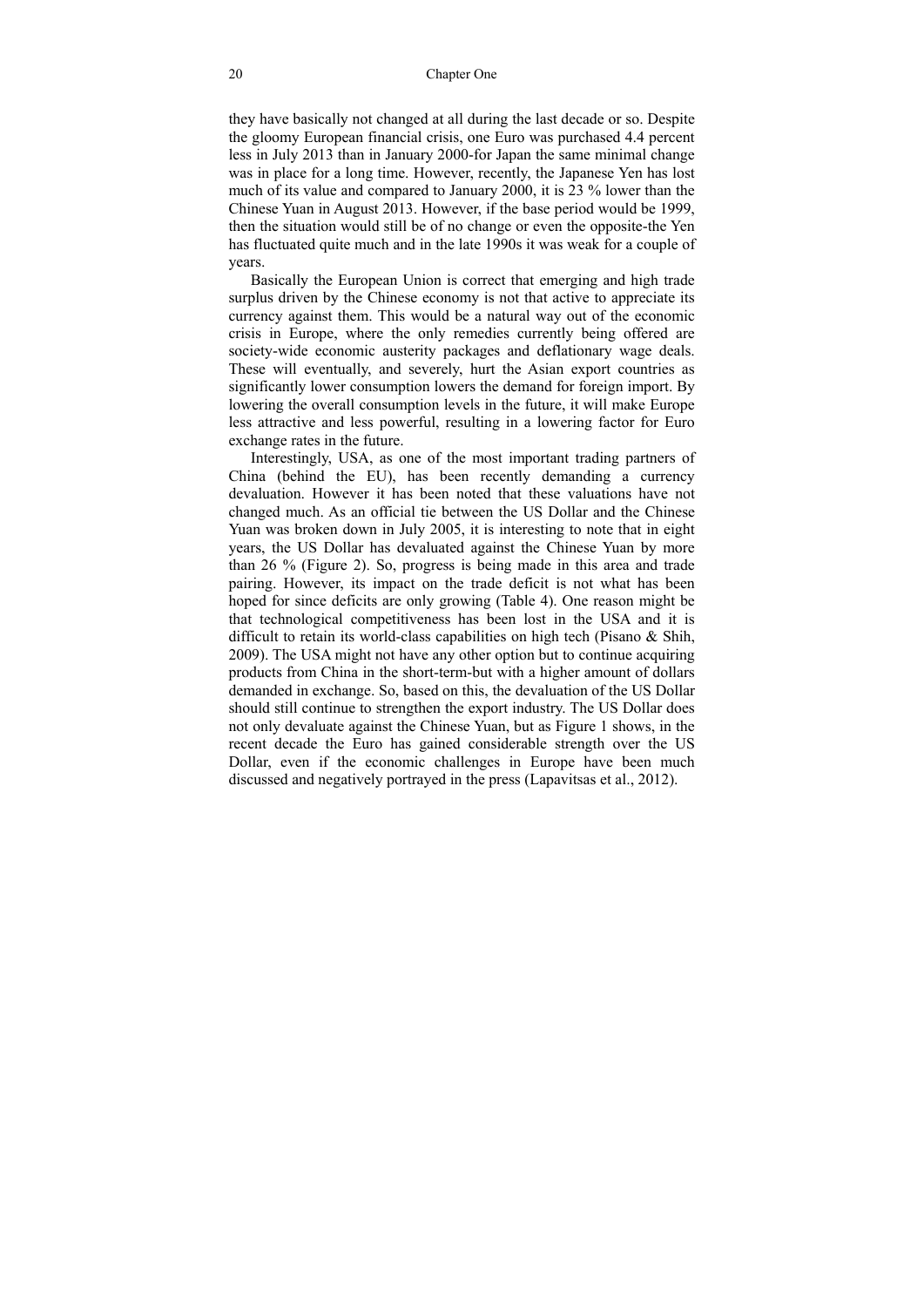they have basically not changed at all during the last decade or so. Despite the gloomy European financial crisis, one Euro was purchased 4.4 percent less in July 2013 than in January 2000-for Japan the same minimal change was in place for a long time. However, recently, the Japanese Yen has lost much of its value and compared to January 2000, it is 23 % lower than the Chinese Yuan in August 2013. However, if the base period would be 1999, then the situation would still be of no change or even the opposite-the Yen has fluctuated quite much and in the late 1990s it was weak for a couple of years.

Basically the European Union is correct that emerging and high trade surplus driven by the Chinese economy is not that active to appreciate its currency against them. This would be a natural way out of the economic crisis in Europe, where the only remedies currently being offered are society-wide economic austerity packages and deflationary wage deals. These will eventually, and severely, hurt the Asian export countries as significantly lower consumption lowers the demand for foreign import. By lowering the overall consumption levels in the future, it will make Europe less attractive and less powerful, resulting in a lowering factor for Euro exchange rates in the future.

Interestingly, USA, as one of the most important trading partners of China (behind the EU), has been recently demanding a currency devaluation. However it has been noted that these valuations have not changed much. As an official tie between the US Dollar and the Chinese Yuan was broken down in July 2005, it is interesting to note that in eight years, the US Dollar has devaluated against the Chinese Yuan by more than 26 % (Figure 2). So, progress is being made in this area and trade pairing. However, its impact on the trade deficit is not what has been hoped for since deficits are only growing (Table 4). One reason might be that technological competitiveness has been lost in the USA and it is difficult to retain its world-class capabilities on high tech (Pisano & Shih, 2009). The USA might not have any other option but to continue acquiring products from China in the short-term-but with a higher amount of dollars demanded in exchange. So, based on this, the devaluation of the US Dollar should still continue to strengthen the export industry. The US Dollar does not only devaluate against the Chinese Yuan, but as Figure 1 shows, in the recent decade the Euro has gained considerable strength over the US Dollar, even if the economic challenges in Europe have been much discussed and negatively portrayed in the press (Lapavitsas et al., 2012).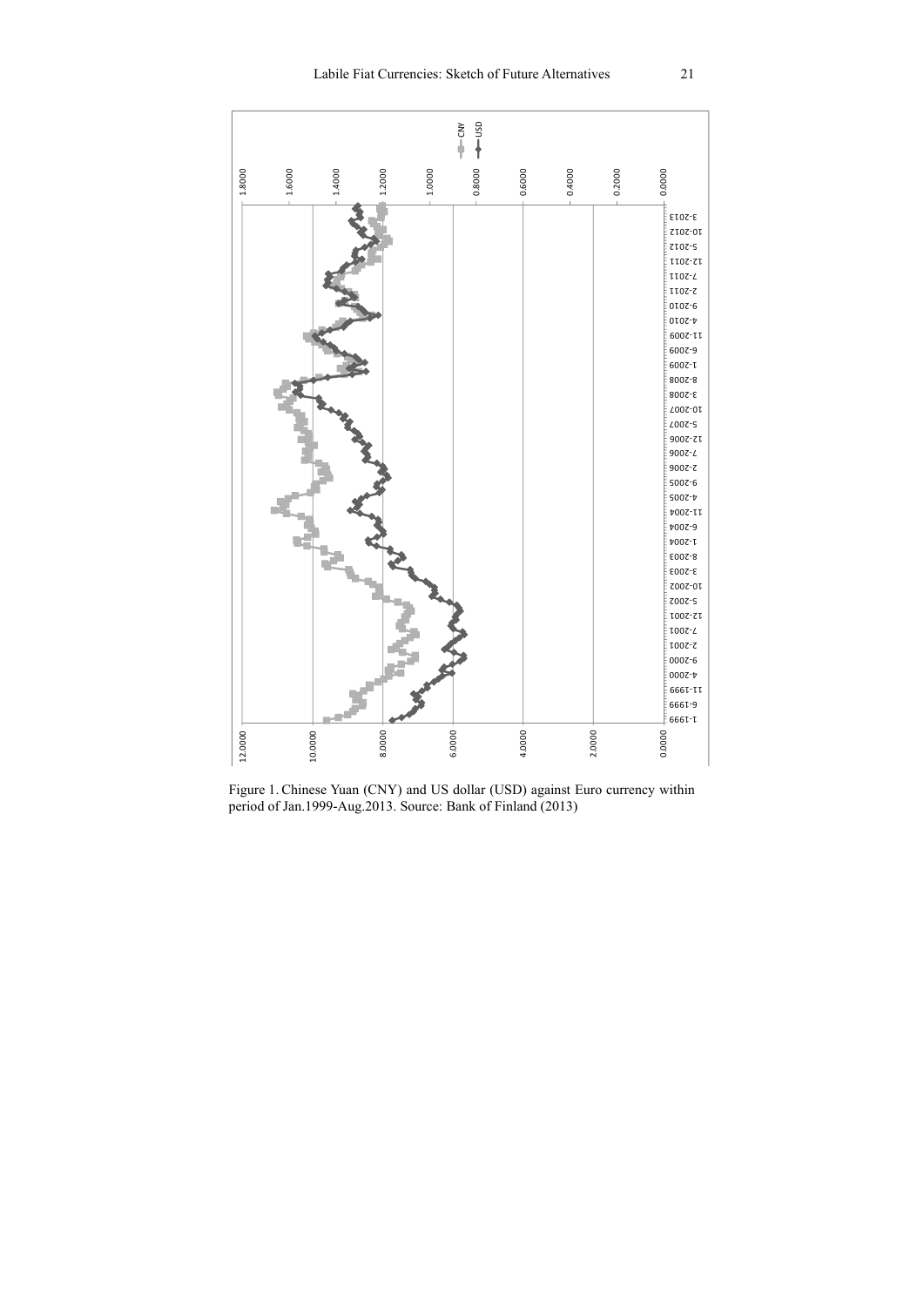Figure 1. Chinese Yuan (CNY) and US dollar (USD) against Euro currency within period of Jan.1999-Aug.2013. Source: Bank of Finland (2013)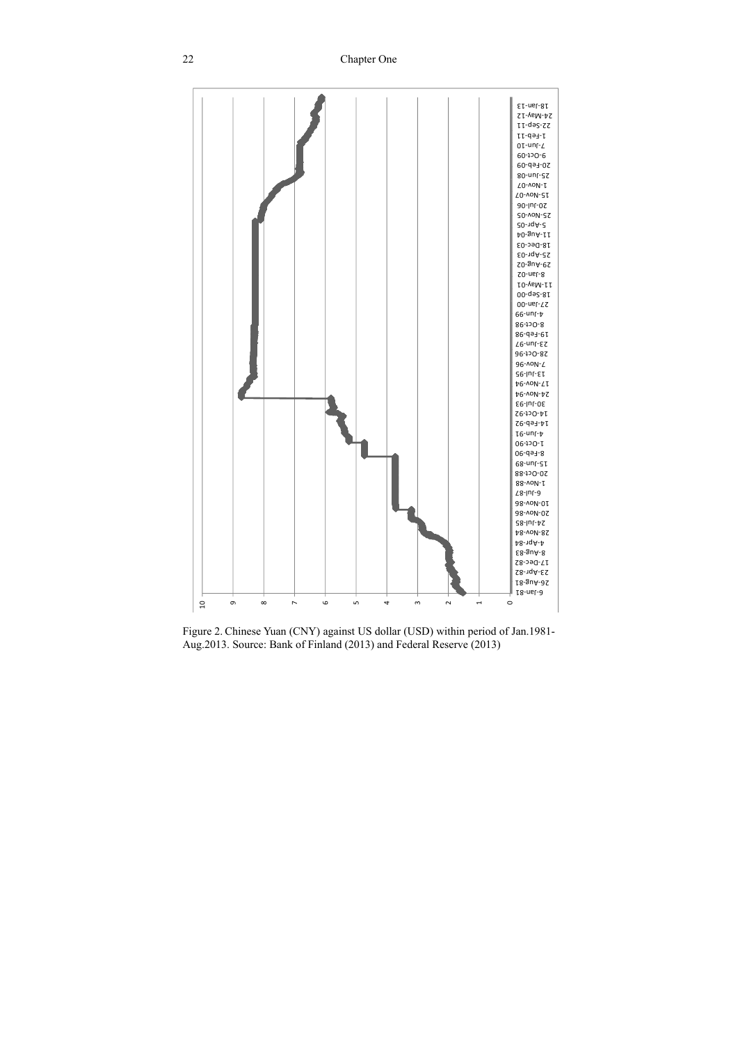Figure 2. Chinese Yuan (CNY) against US dollar (USD) within period of Jan.1981-Aug.2013. Source: Bank of Finland (2013) and Federal Reserve (2013)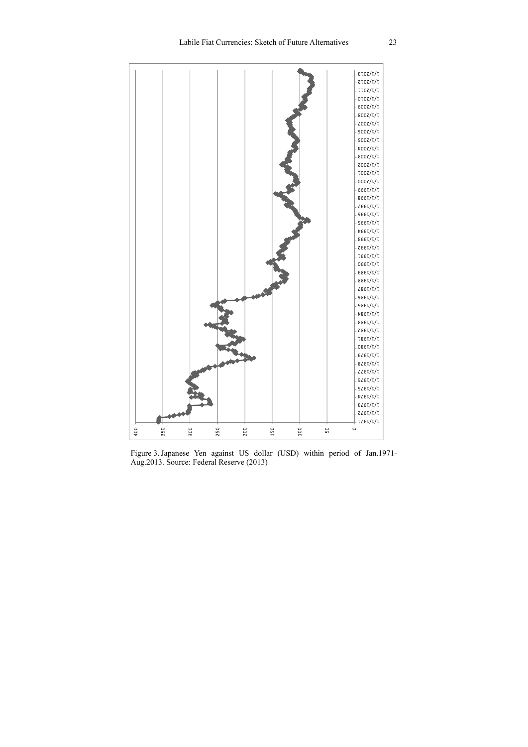Figure 3. Japanese Yen against US dollar (USD) within period of Jan.1971-Aug.2013. Source: Federal Reserve (2013)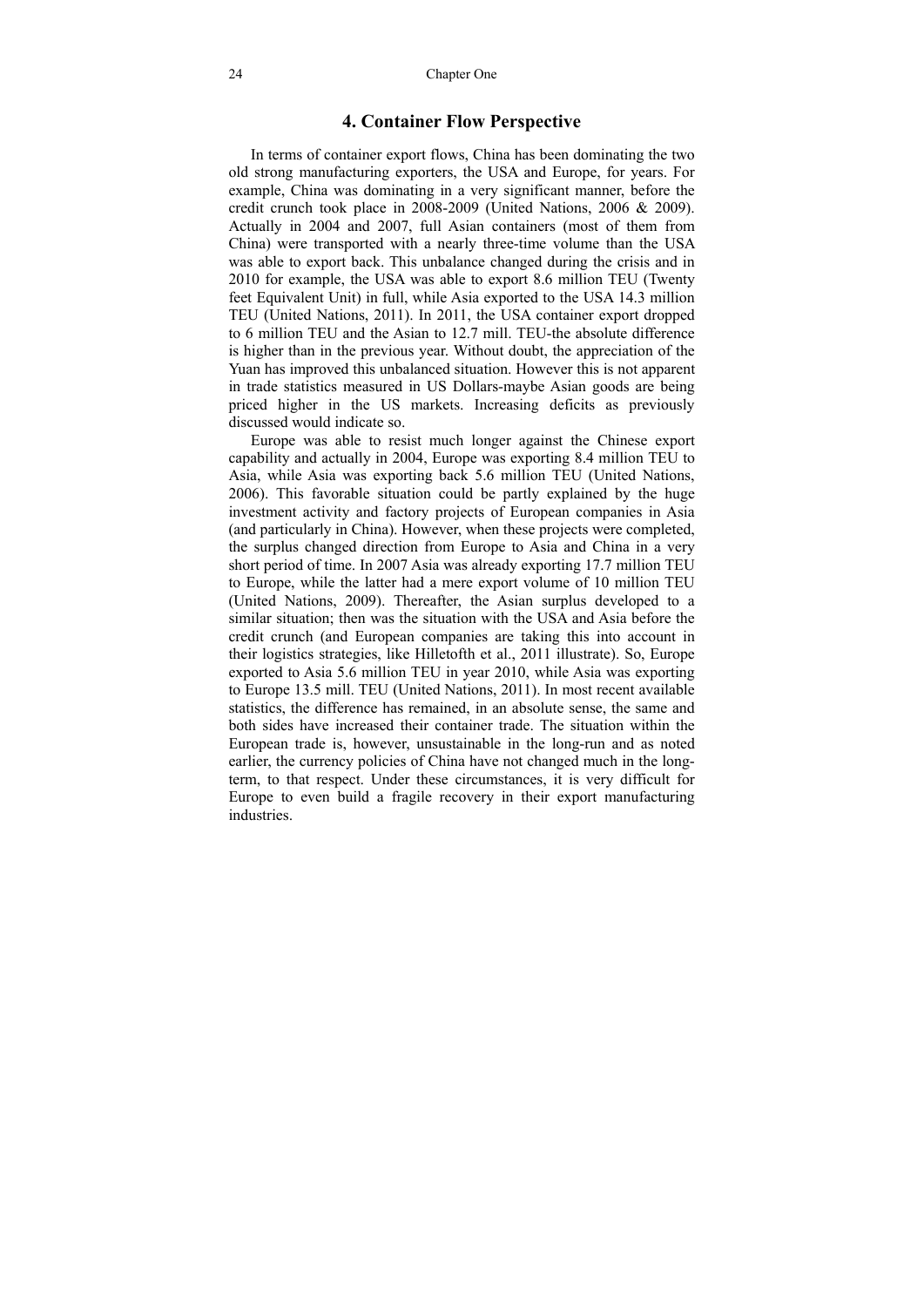## 4. Container Flow Perspective

In terms of container export flows, China has been dominating the two old strong manufacturing exporters, the USA and Europe, for years. For example, China was dominating in a very significant manner, before the credit crunch took place in 2008-2009 (United Nations, 2006 & 2009). Actually in 2004 and 2007, full Asian containers (most of them from China) were transported with a nearly three-time volume than the USA was able to export back. This unbalance changed during the crisis and in 2010 for example, the USA was able to export 8.6 million TEU (Twenty feet Equivalent Unit) in full, while Asia exported to the USA 14.3 million TEU (United Nations, 2011). In 2011, the USA container export dropped to 6 million TEU and the Asian to 12.7 mill. TEU-the absolute difference is higher than in the previous year. Without doubt, the appreciation of the Yuan has improved this unbalanced situation. However this is not apparent in trade statistics measured in US Dollars-maybe Asian goods are being priced higher in the US markets. Increasing deficits as previously discussed would indicate so.

Europe was able to resist much longer against the Chinese export capability and actually in 2004, Europe was exporting 8.4 million TEU to Asia, while Asia was exporting back 5.6 million TEU (United Nations, 2006). This favorable situation could be partly explained by the huge investment activity and factory projects of European companies in Asia (and particularly in China). However, when these projects were completed, the surplus changed direction from Europe to Asia and China in a very short period of time. In 2007 Asia was already exporting 17.7 million TEU to Europe, while the latter had a mere export volume of 10 million TEU (United Nations, 2009). Thereafter, the Asian surplus developed to a similar situation; then was the situation with the USA and Asia before the credit crunch (and European companies are taking this into account in their logistics strategies, like Hilletofth et al., 2011 illustrate). So, Europe exported to Asia 5.6 million TEU in year 2010, while Asia was exporting to Europe 13.5 mill. TEU (United Nations, 2011). In most recent available statistics, the difference has remained, in an absolute sense, the same and both sides have increased their container trade. The situation within the European trade is, however, unsustainable in the long-run and as noted earlier, the currency policies of China have not changed much in the long-term, to that respect. Under these circumstances, it is very difficult for Europe to even build a fragile recovery in their export manufacturing industries.